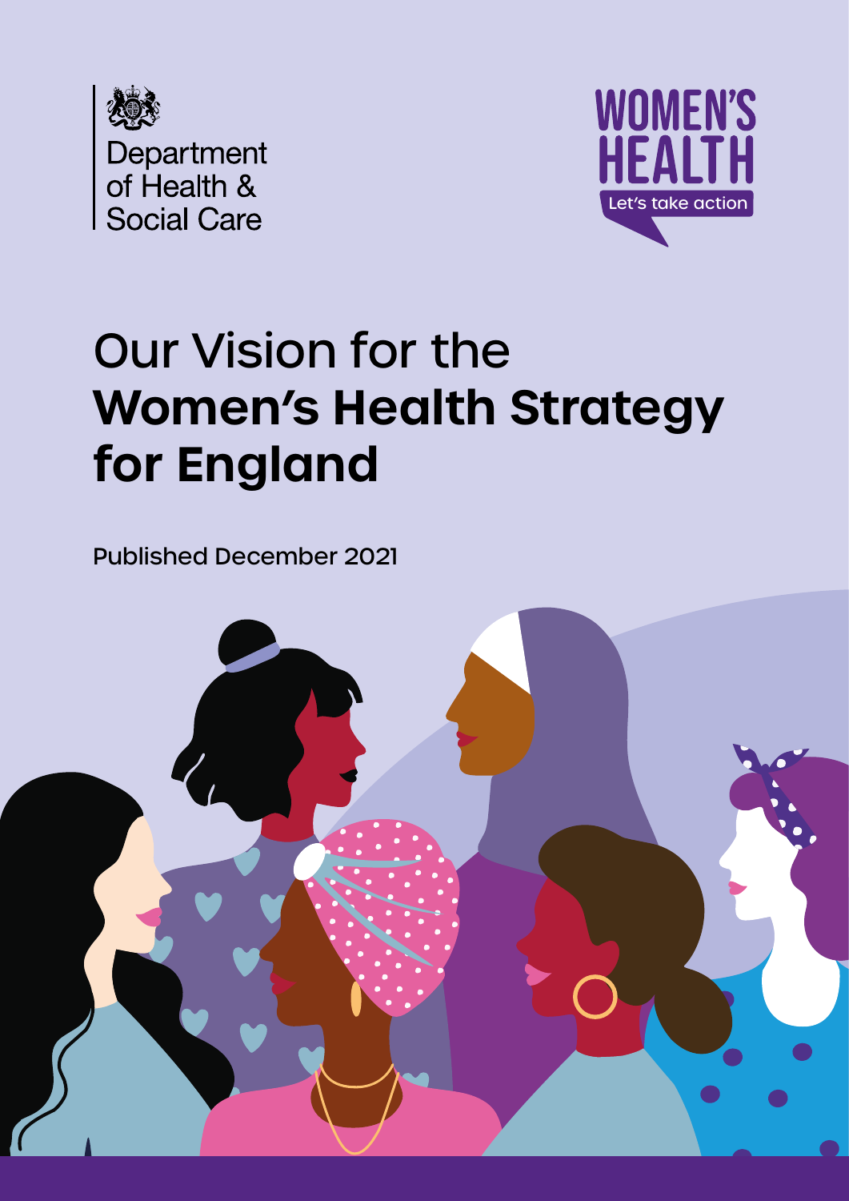Department of Health & Social Care

WOMEN'S HEALTH

Let's take action

# Our Vision for the **Women's Health Strategy for England**

Published December 2021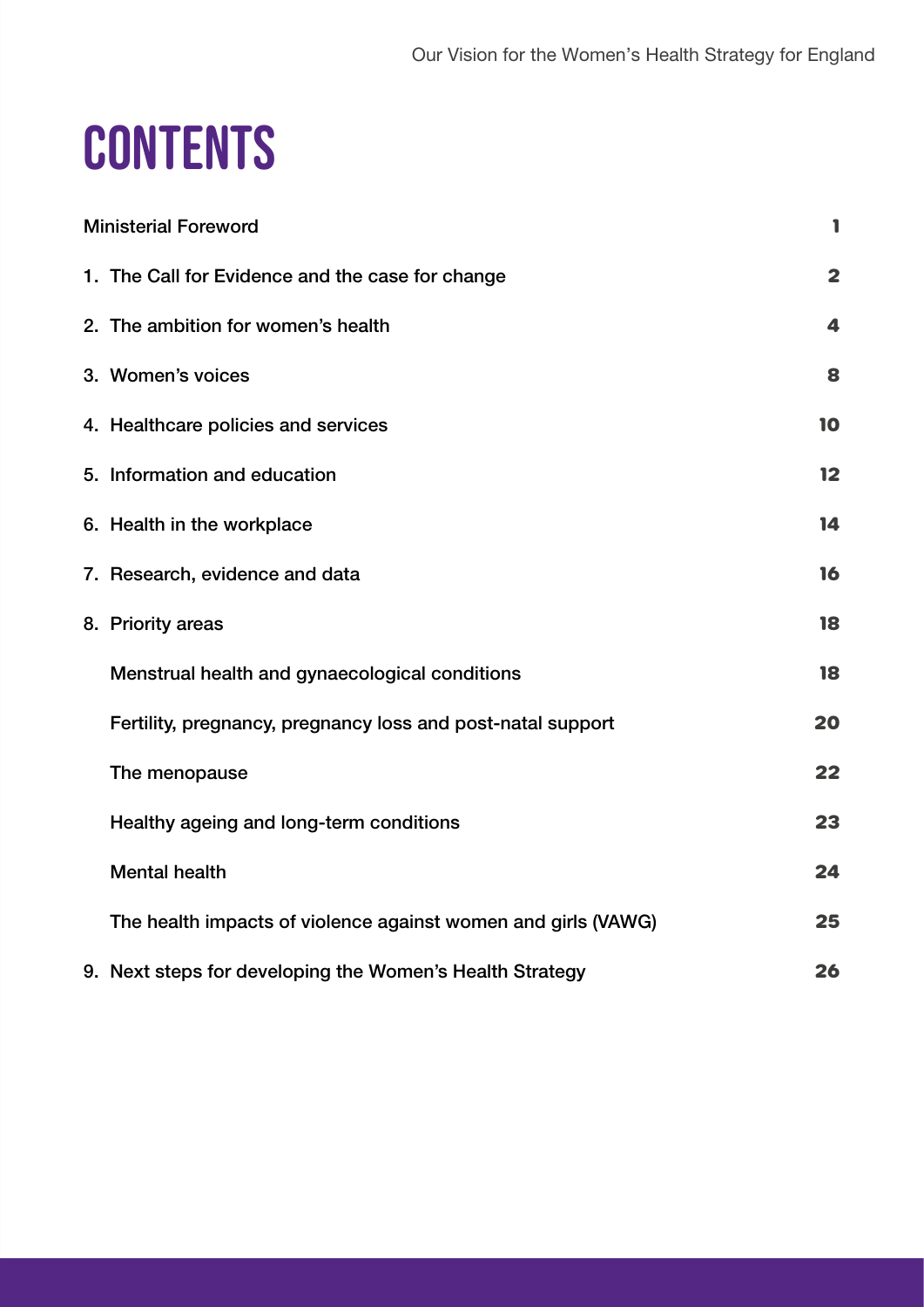# CONTENTS

| | |
|---|---|
| Ministerial Foreword | 1 |
| 1. The Call for Evidence and the case for change | 2 |
| 2. The ambition for women's health | 4 |
| 3. Women's voices | 8 |
| 4. Healthcare policies and services | 10 |
| 5. Information and education | 12 |
| 6. Health in the workplace | 14 |
| 7. Research, evidence and data | 16 |
| 8. Priority areas | 18 |
| Menstrual health and gynaecological conditions | 18 |
| Fertility, pregnancy, pregnancy loss and post-natal support | 20 |
| The menopause | 22 |
| Healthy ageing and long-term conditions | 23 |
| Mental health | 24 |
| The health impacts of violence against women and girls (VAWG) | 25 |
| 9. Next steps for developing the Women's Health Strategy | 26 |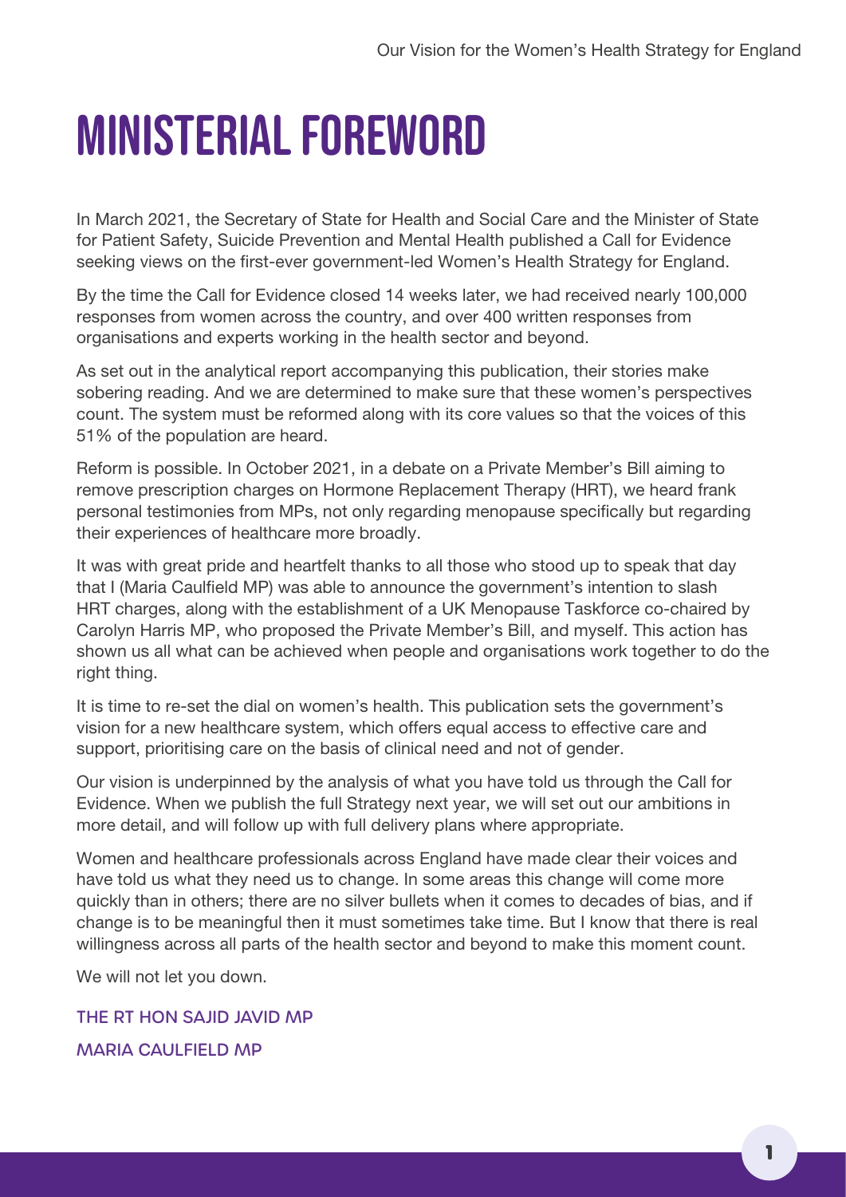# Ministerial Foreword

In March 2021, the Secretary of State for Health and Social Care and the Minister of State for Patient Safety, Suicide Prevention and Mental Health published a Call for Evidence seeking views on the first-ever government-led Women's Health Strategy for England.

By the time the Call for Evidence closed 14 weeks later, we had received nearly 100,000 responses from women across the country, and over 400 written responses from organisations and experts working in the health sector and beyond.

As set out in the analytical report accompanying this publication, their stories make sobering reading. And we are determined to make sure that these women's perspectives count. The system must be reformed along with its core values so that the voices of this 51% of the population are heard.

Reform is possible. In October 2021, in a debate on a Private Member's Bill aiming to remove prescription charges on Hormone Replacement Therapy (HRT), we heard frank personal testimonies from MPs, not only regarding menopause specifically but regarding their experiences of healthcare more broadly.

It was with great pride and heartfelt thanks to all those who stood up to speak that day that I (Maria Caulfield MP) was able to announce the government's intention to slash HRT charges, along with the establishment of a UK Menopause Taskforce co-chaired by Carolyn Harris MP, who proposed the Private Member's Bill, and myself. This action has shown us all what can be achieved when people and organisations work together to do the right thing.

It is time to re-set the dial on women's health. This publication sets the government's vision for a new healthcare system, which offers equal access to effective care and support, prioritising care on the basis of clinical need and not of gender.

Our vision is underpinned by the analysis of what you have told us through the Call for Evidence. When we publish the full Strategy next year, we will set out our ambitions in more detail, and will follow up with full delivery plans where appropriate.

Women and healthcare professionals across England have made clear their voices and have told us what they need us to change. In some areas this change will come more quickly than in others; there are no silver bullets when it comes to decades of bias, and if change is to be meaningful then it must sometimes take time. But I know that there is real willingness across all parts of the health sector and beyond to make this moment count.

We will not let you down.

THE RT HON SAJID JAVID MP

MARIA CAULFIELD MP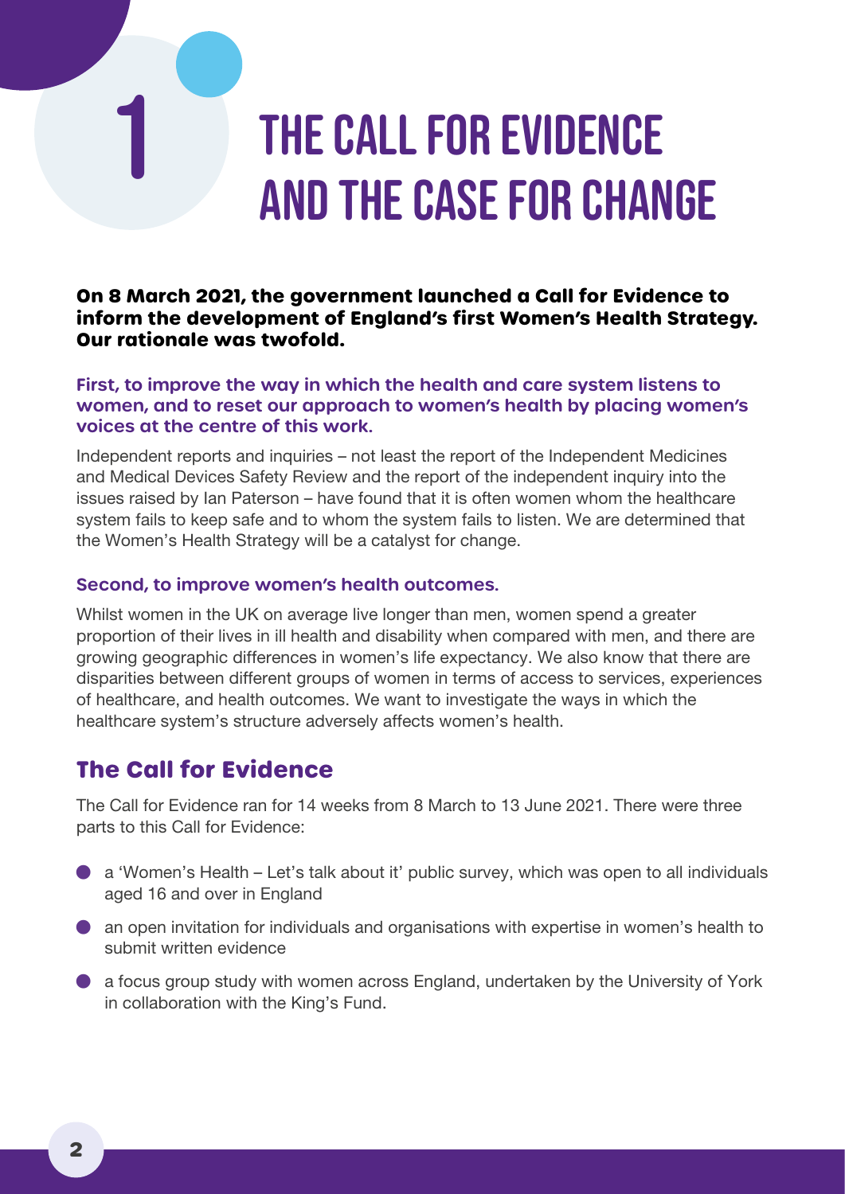# 1 The Call for Evidence and the Case for Change

**On 8 March 2021, the government launched a Call for Evidence to inform the development of England's first Women's Health Strategy. Our rationale was twofold.**

### First, to improve the way in which the health and care system listens to women, and to reset our approach to women's health by placing women's voices at the centre of this work.

Independent reports and inquiries – not least the report of the Independent Medicines and Medical Devices Safety Review and the report of the independent inquiry into the issues raised by Ian Paterson – have found that it is often women whom the healthcare system fails to keep safe and to whom the system fails to listen. We are determined that the Women's Health Strategy will be a catalyst for change.

### Second, to improve women's health outcomes.

Whilst women in the UK on average live longer than men, women spend a greater proportion of their lives in ill health and disability when compared with men, and there are growing geographic differences in women's life expectancy. We also know that there are disparities between different groups of women in terms of access to services, experiences of healthcare, and health outcomes. We want to investigate the ways in which the healthcare system's structure adversely affects women's health.

## The Call for Evidence

The Call for Evidence ran for 14 weeks from 8 March to 13 June 2021. There were three parts to this Call for Evidence:

- a 'Women's Health – Let's talk about it' public survey, which was open to all individuals aged 16 and over in England
- an open invitation for individuals and organisations with expertise in women's health to submit written evidence
- a focus group study with women across England, undertaken by the University of York in collaboration with the King's Fund.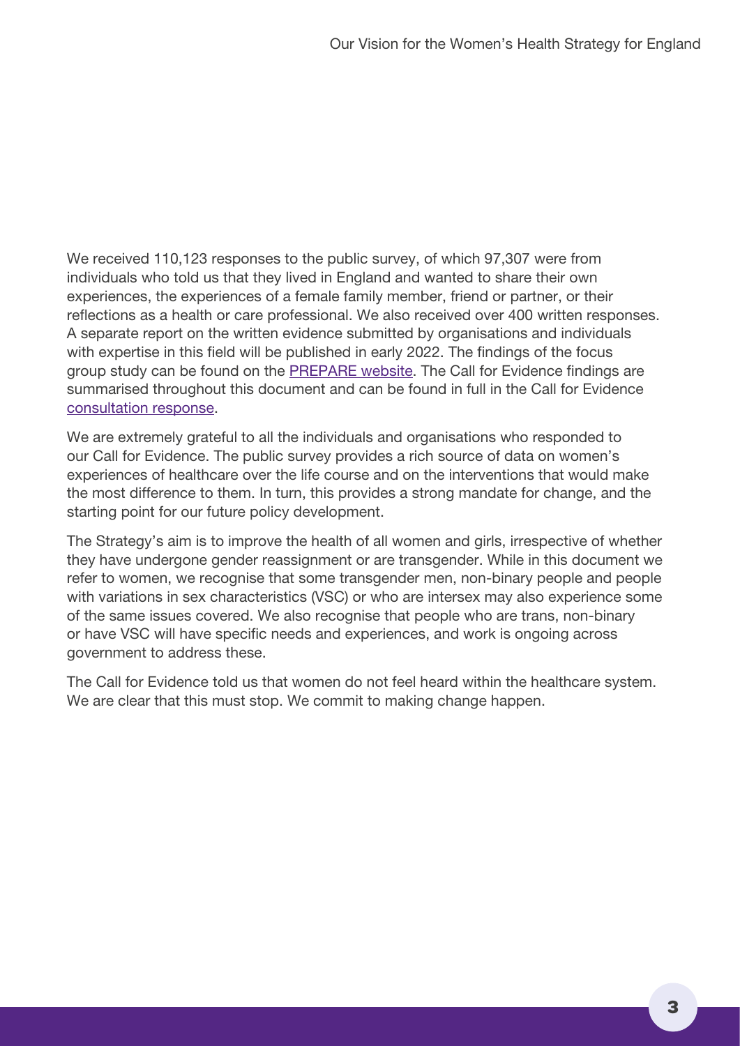We received 110,123 responses to the public survey, of which 97,307 were from individuals who told us that they lived in England and wanted to share their own experiences, the experiences of a female family member, friend or partner, or their reflections as a health or care professional. We also received over 400 written responses. A separate report on the written evidence submitted by organisations and individuals with expertise in this field will be published in early 2022. The findings of the focus group study can be found on the PREPARE website. The Call for Evidence findings are summarised throughout this document and can be found in full in the Call for Evidence consultation response.

We are extremely grateful to all the individuals and organisations who responded to our Call for Evidence. The public survey provides a rich source of data on women's experiences of healthcare over the life course and on the interventions that would make the most difference to them. In turn, this provides a strong mandate for change, and the starting point for our future policy development.

The Strategy's aim is to improve the health of all women and girls, irrespective of whether they have undergone gender reassignment or are transgender. While in this document we refer to women, we recognise that some transgender men, non-binary people and people with variations in sex characteristics (VSC) or who are intersex may also experience some of the same issues covered. We also recognise that people who are trans, non-binary or have VSC will have specific needs and experiences, and work is ongoing across government to address these.

The Call for Evidence told us that women do not feel heard within the healthcare system. We are clear that this must stop. We commit to making change happen.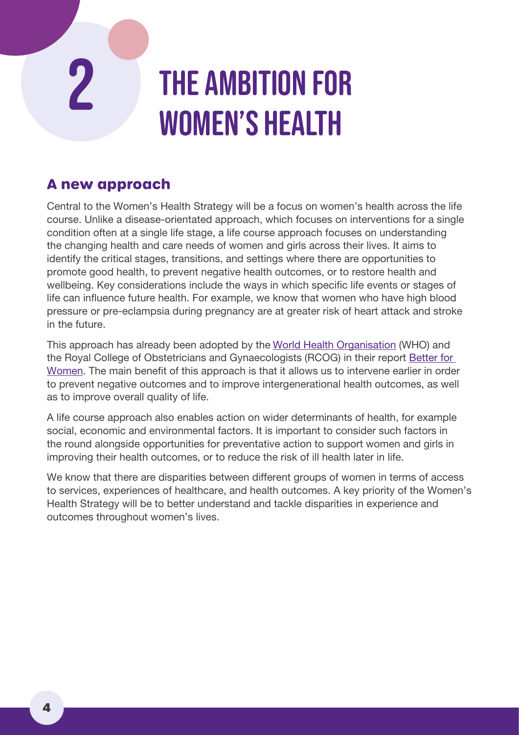# 2 The Ambition for Women's Health

## A new approach

Central to the Women's Health Strategy will be a focus on women's health across the life course. Unlike a disease-orientated approach, which focuses on interventions for a single condition often at a single life stage, a life course approach focuses on understanding the changing health and care needs of women and girls across their lives. It aims to identify the critical stages, transitions, and settings where there are opportunities to promote good health, to prevent negative health outcomes, or to restore health and wellbeing. Key considerations include the ways in which specific life events or stages of life can influence future health. For example, we know that women who have high blood pressure or pre-eclampsia during pregnancy are at greater risk of heart attack and stroke in the future.

This approach has already been adopted by the World Health Organisation (WHO) and the Royal College of Obstetricians and Gynaecologists (RCOG) in their report Better for Women. The main benefit of this approach is that it allows us to intervene earlier in order to prevent negative outcomes and to improve intergenerational health outcomes, as well as to improve overall quality of life.

A life course approach also enables action on wider determinants of health, for example social, economic and environmental factors. It is important to consider such factors in the round alongside opportunities for preventative action to support women and girls in improving their health outcomes, or to reduce the risk of ill health later in life.

We know that there are disparities between different groups of women in terms of access to services, experiences of healthcare, and health outcomes. A key priority of the Women's Health Strategy will be to better understand and tackle disparities in experience and outcomes throughout women's lives.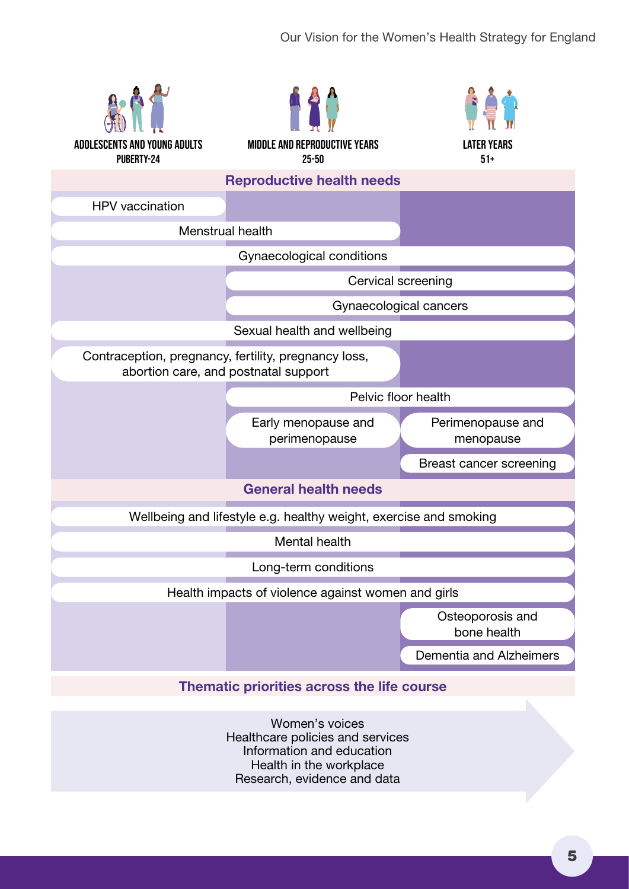| ADOLESCENTS AND YOUNG ADULTS PUBERTY-24 | MIDDLE AND REPRODUCTIVE YEARS 25-50 | LATER YEARS 51+ |
|---|---|---|
| **Reproductive health needs** | | |
| HPV vaccination | | |
| Menstrual health | Menstrual health | |
| Gynaecological conditions | Gynaecological conditions | Gynaecological conditions |
| | Cervical screening | Cervical screening |
| | Gynaecological cancers | Gynaecological cancers |
| Sexual health and wellbeing | Sexual health and wellbeing | Sexual health and wellbeing |
| Contraception, pregnancy, fertility, pregnancy loss, abortion care, and postnatal support | Contraception, pregnancy, fertility, pregnancy loss, abortion care, and postnatal support | |
| | Pelvic floor health | Pelvic floor health |
| | Early menopause and perimenopause | Perimenopause and menopause |
| | | Breast cancer screening |
| **General health needs** | | |
| Wellbeing and lifestyle e.g. healthy weight, exercise and smoking | Wellbeing and lifestyle e.g. healthy weight, exercise and smoking | Wellbeing and lifestyle e.g. healthy weight, exercise and smoking |
| Mental health | Mental health | Mental health |
| Long-term conditions | Long-term conditions | Long-term conditions |
| Health impacts of violence against women and girls | Health impacts of violence against women and girls | Health impacts of violence against women and girls |
| | | Osteoporosis and bone health |
| | | Dementia and Alzheimers |

**Thematic priorities across the life course**

Women's voices
Healthcare policies and services
Information and education
Health in the workplace
Research, evidence and data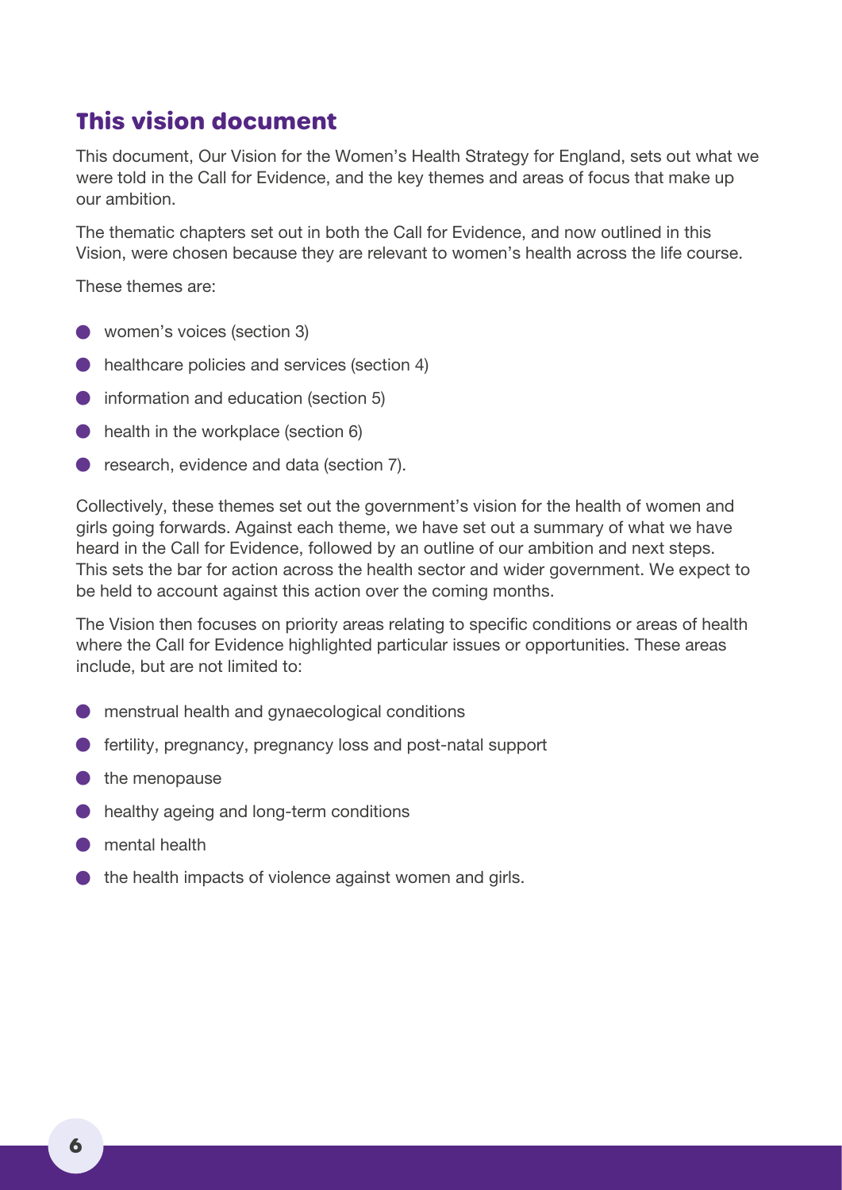## This vision document

This document, Our Vision for the Women's Health Strategy for England, sets out what we were told in the Call for Evidence, and the key themes and areas of focus that make up our ambition.

The thematic chapters set out in both the Call for Evidence, and now outlined in this Vision, were chosen because they are relevant to women's health across the life course.

These themes are:

- women's voices (section 3)
- healthcare policies and services (section 4)
- information and education (section 5)
- health in the workplace (section 6)
- research, evidence and data (section 7).

Collectively, these themes set out the government's vision for the health of women and girls going forwards. Against each theme, we have set out a summary of what we have heard in the Call for Evidence, followed by an outline of our ambition and next steps. This sets the bar for action across the health sector and wider government. We expect to be held to account against this action over the coming months.

The Vision then focuses on priority areas relating to specific conditions or areas of health where the Call for Evidence highlighted particular issues or opportunities. These areas include, but are not limited to:

- menstrual health and gynaecological conditions
- fertility, pregnancy, pregnancy loss and post-natal support
- the menopause
- healthy ageing and long-term conditions
- mental health
- the health impacts of violence against women and girls.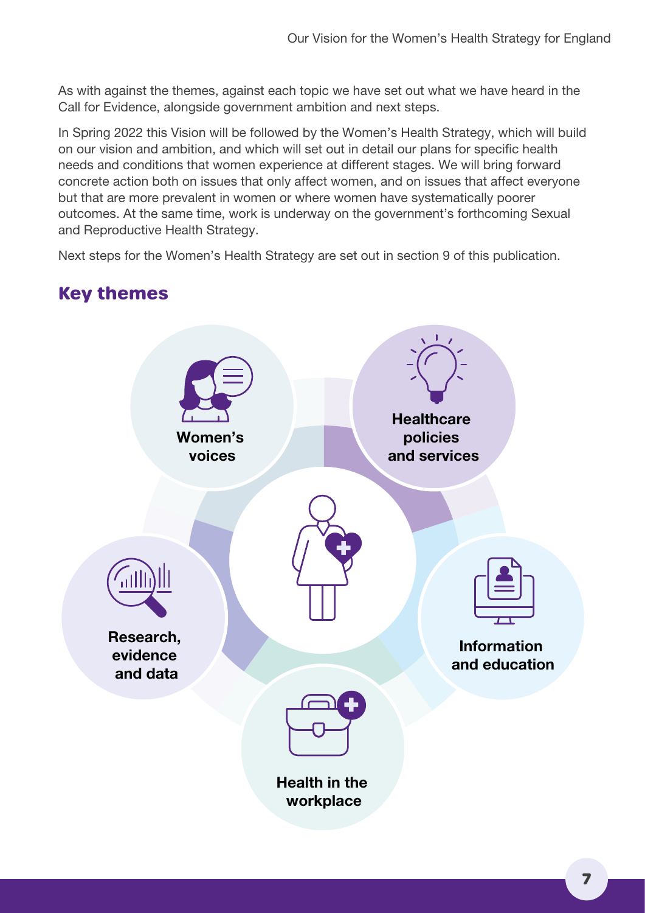As with against the themes, against each topic we have set out what we have heard in the Call for Evidence, alongside government ambition and next steps.

In Spring 2022 this Vision will be followed by the Women's Health Strategy, which will build on our vision and ambition, and which will set out in detail our plans for specific health needs and conditions that women experience at different stages. We will bring forward concrete action both on issues that only affect women, and on issues that affect everyone but that are more prevalent in women or where women have systematically poorer outcomes. At the same time, work is underway on the government's forthcoming Sexual and Reproductive Health Strategy.

Next steps for the Women's Health Strategy are set out in section 9 of this publication.

## Key themes

- Women's voices
- Healthcare policies and services
- Information and education
- Health in the workplace
- Research, evidence and data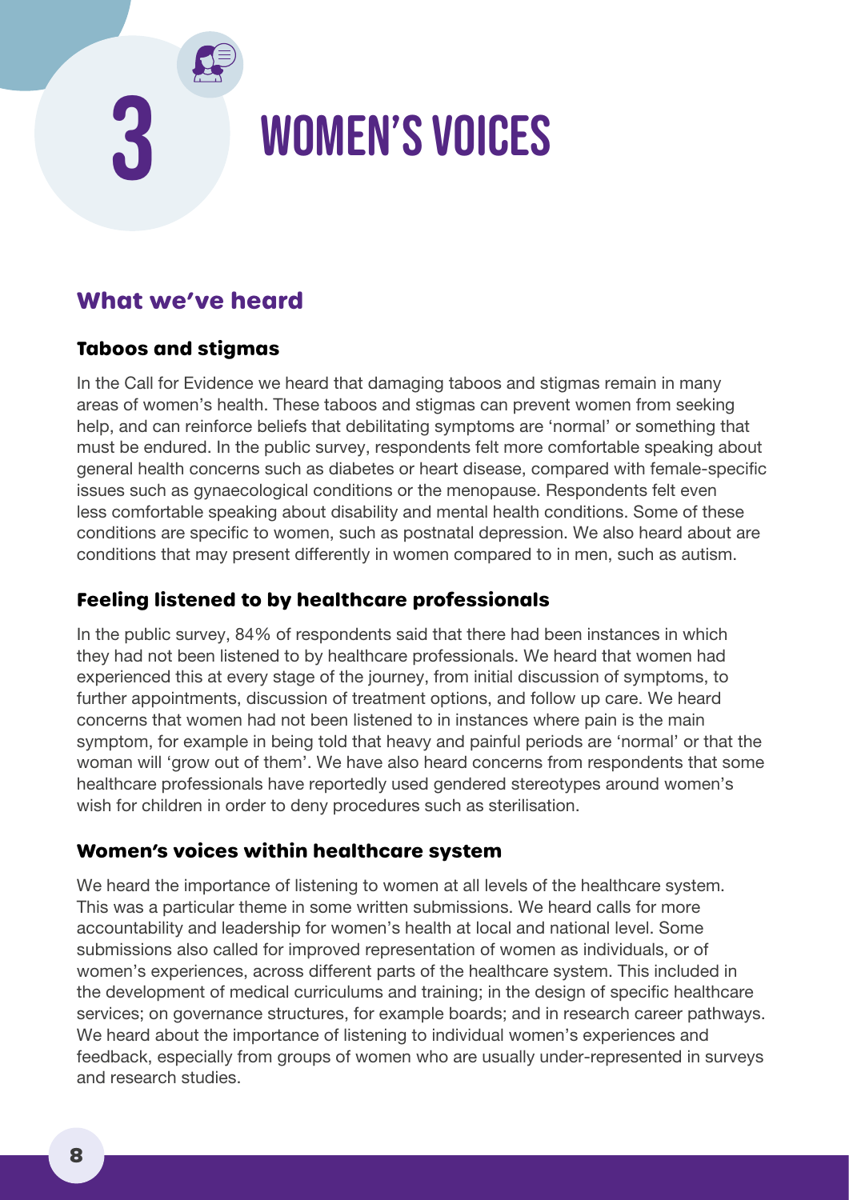# 3 WOMEN'S VOICES

## What we've heard

### Taboos and stigmas

In the Call for Evidence we heard that damaging taboos and stigmas remain in many areas of women's health. These taboos and stigmas can prevent women from seeking help, and can reinforce beliefs that debilitating symptoms are 'normal' or something that must be endured. In the public survey, respondents felt more comfortable speaking about general health concerns such as diabetes or heart disease, compared with female-specific issues such as gynaecological conditions or the menopause. Respondents felt even less comfortable speaking about disability and mental health conditions. Some of these conditions are specific to women, such as postnatal depression. We also heard about are conditions that may present differently in women compared to in men, such as autism.

### Feeling listened to by healthcare professionals

In the public survey, 84% of respondents said that there had been instances in which they had not been listened to by healthcare professionals. We heard that women had experienced this at every stage of the journey, from initial discussion of symptoms, to further appointments, discussion of treatment options, and follow up care. We heard concerns that women had not been listened to in instances where pain is the main symptom, for example in being told that heavy and painful periods are 'normal' or that the woman will 'grow out of them'. We have also heard concerns from respondents that some healthcare professionals have reportedly used gendered stereotypes around women's wish for children in order to deny procedures such as sterilisation.

### Women's voices within healthcare system

We heard the importance of listening to women at all levels of the healthcare system. This was a particular theme in some written submissions. We heard calls for more accountability and leadership for women's health at local and national level. Some submissions also called for improved representation of women as individuals, or of women's experiences, across different parts of the healthcare system. This included in the development of medical curriculums and training; in the design of specific healthcare services; on governance structures, for example boards; and in research career pathways. We heard about the importance of listening to individual women's experiences and feedback, especially from groups of women who are usually under-represented in surveys and research studies.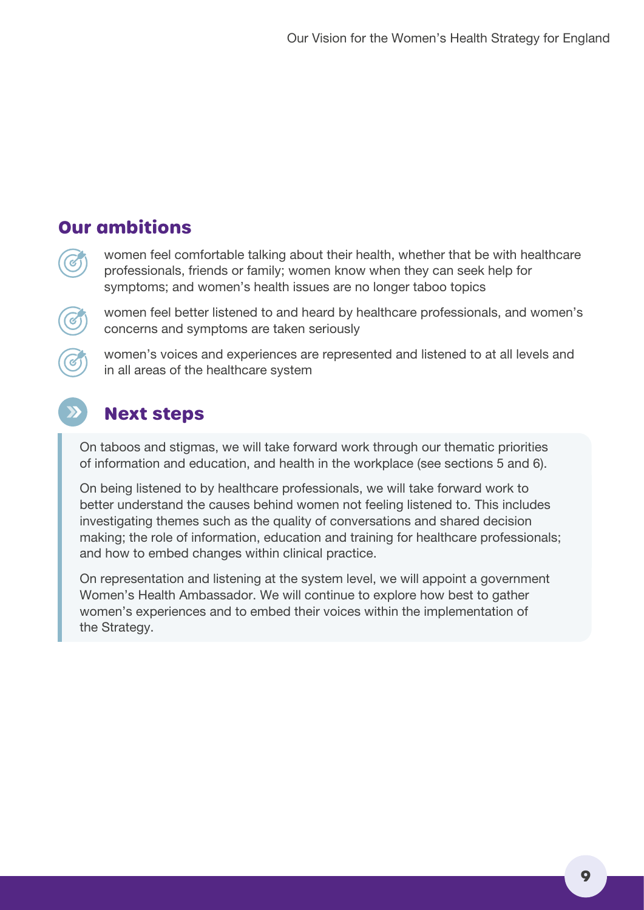## Our ambitions

- women feel comfortable talking about their health, whether that be with healthcare professionals, friends or family; women know when they can seek help for symptoms; and women's health issues are no longer taboo topics
- women feel better listened to and heard by healthcare professionals, and women's concerns and symptoms are taken seriously
- women's voices and experiences are represented and listened to at all levels and in all areas of the healthcare system

## Next steps

On taboos and stigmas, we will take forward work through our thematic priorities of information and education, and health in the workplace (see sections 5 and 6).

On being listened to by healthcare professionals, we will take forward work to better understand the causes behind women not feeling listened to. This includes investigating themes such as the quality of conversations and shared decision making; the role of information, education and training for healthcare professionals; and how to embed changes within clinical practice.

On representation and listening at the system level, we will appoint a government Women's Health Ambassador. We will continue to explore how best to gather women's experiences and to embed their voices within the implementation of the Strategy.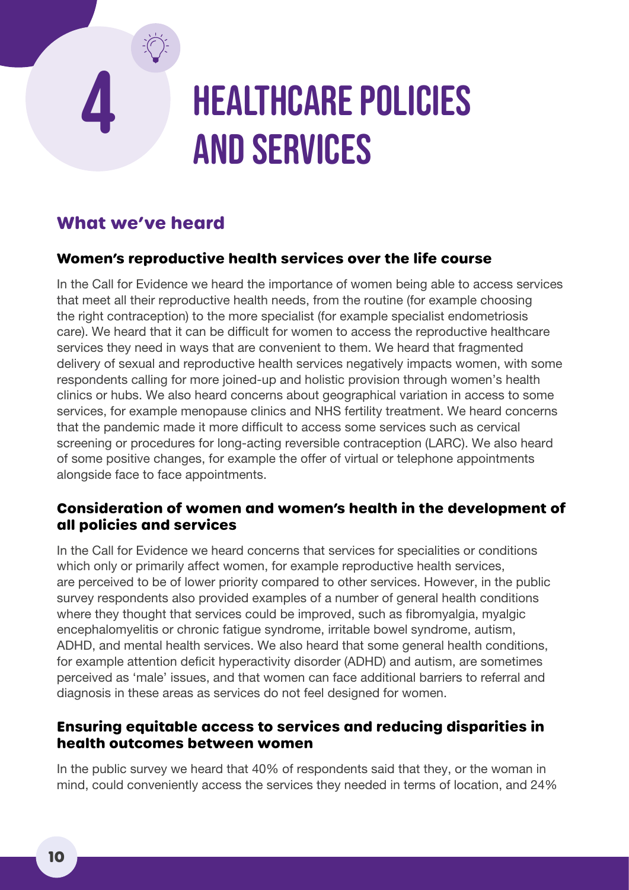# 4 Healthcare policies and services

## What we've heard

### Women's reproductive health services over the life course

In the Call for Evidence we heard the importance of women being able to access services that meet all their reproductive health needs, from the routine (for example choosing the right contraception) to the more specialist (for example specialist endometriosis care). We heard that it can be difficult for women to access the reproductive healthcare services they need in ways that are convenient to them. We heard that fragmented delivery of sexual and reproductive health services negatively impacts women, with some respondents calling for more joined-up and holistic provision through women's health clinics or hubs. We also heard concerns about geographical variation in access to some services, for example menopause clinics and NHS fertility treatment. We heard concerns that the pandemic made it more difficult to access some services such as cervical screening or procedures for long-acting reversible contraception (LARC). We also heard of some positive changes, for example the offer of virtual or telephone appointments alongside face to face appointments.

### Consideration of women and women's health in the development of all policies and services

In the Call for Evidence we heard concerns that services for specialities or conditions which only or primarily affect women, for example reproductive health services, are perceived to be of lower priority compared to other services. However, in the public survey respondents also provided examples of a number of general health conditions where they thought that services could be improved, such as fibromyalgia, myalgic encephalomyelitis or chronic fatigue syndrome, irritable bowel syndrome, autism, ADHD, and mental health services. We also heard that some general health conditions, for example attention deficit hyperactivity disorder (ADHD) and autism, are sometimes perceived as 'male' issues, and that women can face additional barriers to referral and diagnosis in these areas as services do not feel designed for women.

### Ensuring equitable access to services and reducing disparities in health outcomes between women

In the public survey we heard that 40% of respondents said that they, or the woman in mind, could conveniently access the services they needed in terms of location, and 24%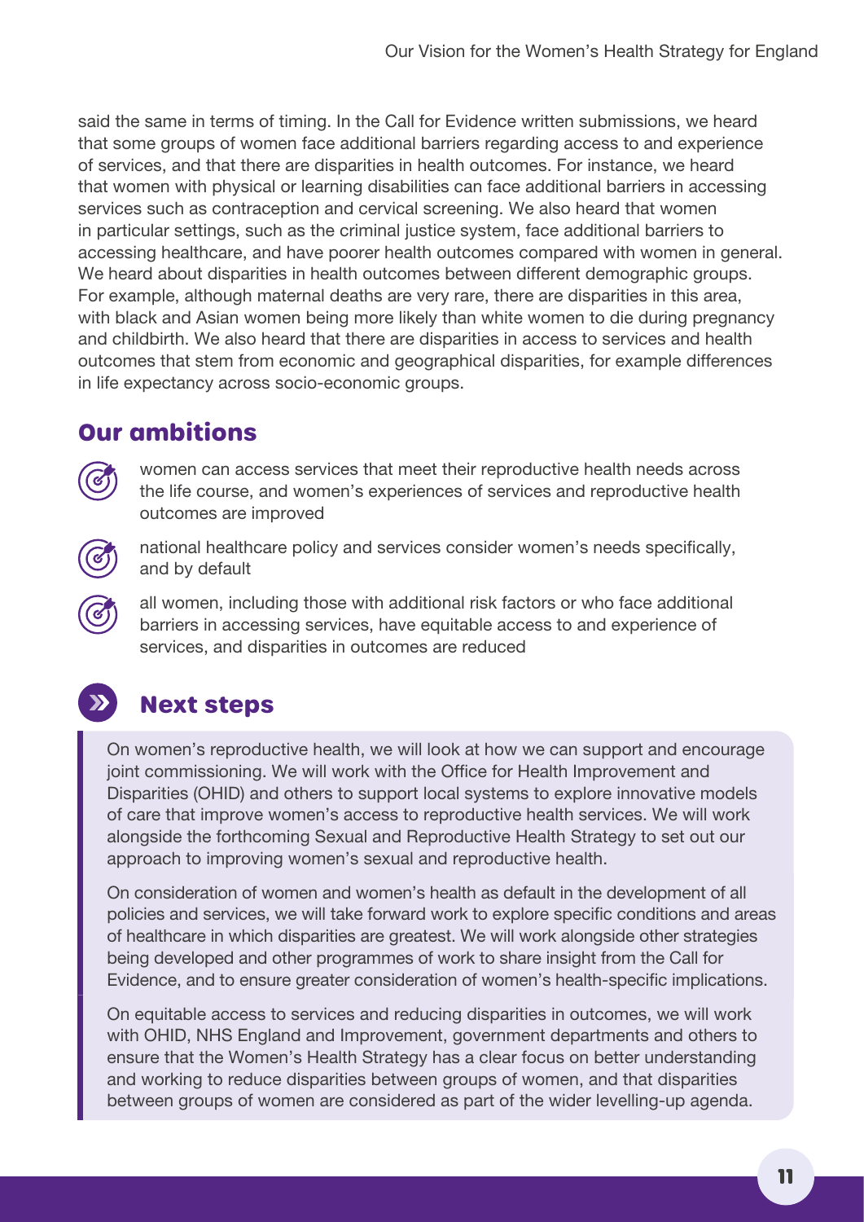said the same in terms of timing. In the Call for Evidence written submissions, we heard that some groups of women face additional barriers regarding access to and experience of services, and that there are disparities in health outcomes. For instance, we heard that women with physical or learning disabilities can face additional barriers in accessing services such as contraception and cervical screening. We also heard that women in particular settings, such as the criminal justice system, face additional barriers to accessing healthcare, and have poorer health outcomes compared with women in general. We heard about disparities in health outcomes between different demographic groups. For example, although maternal deaths are very rare, there are disparities in this area, with black and Asian women being more likely than white women to die during pregnancy and childbirth. We also heard that there are disparities in access to services and health outcomes that stem from economic and geographical disparities, for example differences in life expectancy across socio-economic groups.

## Our ambitions

- women can access services that meet their reproductive health needs across the life course, and women's experiences of services and reproductive health outcomes are improved
- national healthcare policy and services consider women's needs specifically, and by default
- all women, including those with additional risk factors or who face additional barriers in accessing services, have equitable access to and experience of services, and disparities in outcomes are reduced

## Next steps

On women's reproductive health, we will look at how we can support and encourage joint commissioning. We will work with the Office for Health Improvement and Disparities (OHID) and others to support local systems to explore innovative models of care that improve women's access to reproductive health services. We will work alongside the forthcoming Sexual and Reproductive Health Strategy to set out our approach to improving women's sexual and reproductive health.

On consideration of women and women's health as default in the development of all policies and services, we will take forward work to explore specific conditions and areas of healthcare in which disparities are greatest. We will work alongside other strategies being developed and other programmes of work to share insight from the Call for Evidence, and to ensure greater consideration of women's health-specific implications.

On equitable access to services and reducing disparities in outcomes, we will work with OHID, NHS England and Improvement, government departments and others to ensure that the Women's Health Strategy has a clear focus on better understanding and working to reduce disparities between groups of women, and that disparities between groups of women are considered as part of the wider levelling-up agenda.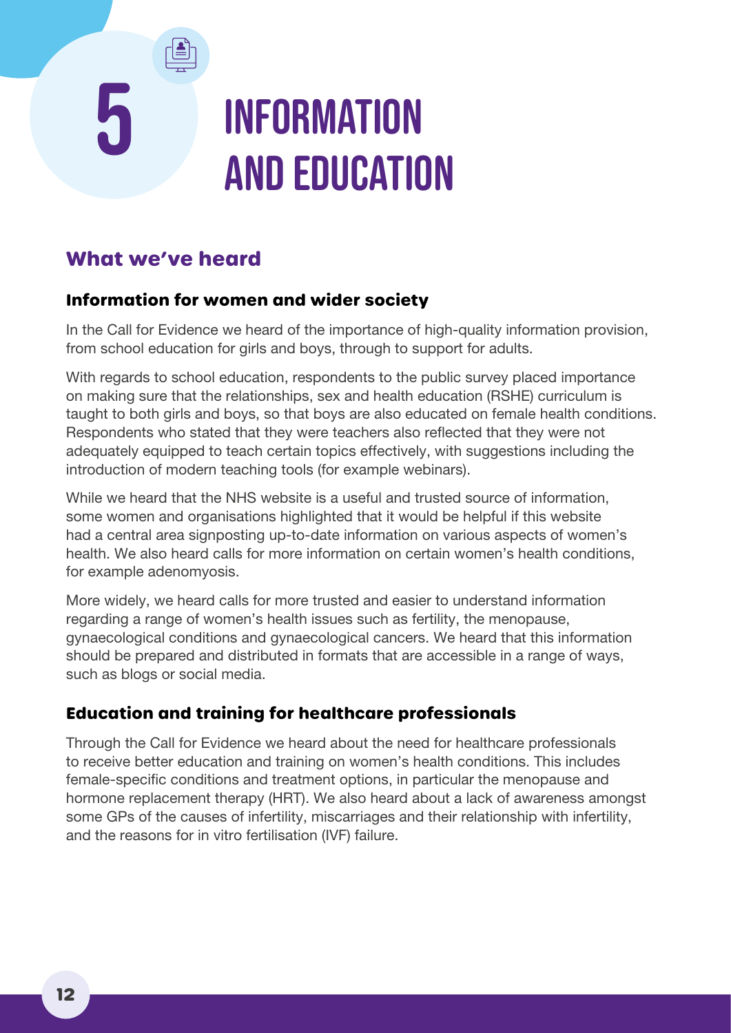# 5 INFORMATION AND EDUCATION

## What we've heard

### Information for women and wider society

In the Call for Evidence we heard of the importance of high-quality information provision, from school education for girls and boys, through to support for adults.

With regards to school education, respondents to the public survey placed importance on making sure that the relationships, sex and health education (RSHE) curriculum is taught to both girls and boys, so that boys are also educated on female health conditions. Respondents who stated that they were teachers also reflected that they were not adequately equipped to teach certain topics effectively, with suggestions including the introduction of modern teaching tools (for example webinars).

While we heard that the NHS website is a useful and trusted source of information, some women and organisations highlighted that it would be helpful if this website had a central area signposting up-to-date information on various aspects of women's health. We also heard calls for more information on certain women's health conditions, for example adenomyosis.

More widely, we heard calls for more trusted and easier to understand information regarding a range of women's health issues such as fertility, the menopause, gynaecological conditions and gynaecological cancers. We heard that this information should be prepared and distributed in formats that are accessible in a range of ways, such as blogs or social media.

### Education and training for healthcare professionals

Through the Call for Evidence we heard about the need for healthcare professionals to receive better education and training on women's health conditions. This includes female-specific conditions and treatment options, in particular the menopause and hormone replacement therapy (HRT). We also heard about a lack of awareness amongst some GPs of the causes of infertility, miscarriages and their relationship with infertility, and the reasons for in vitro fertilisation (IVF) failure.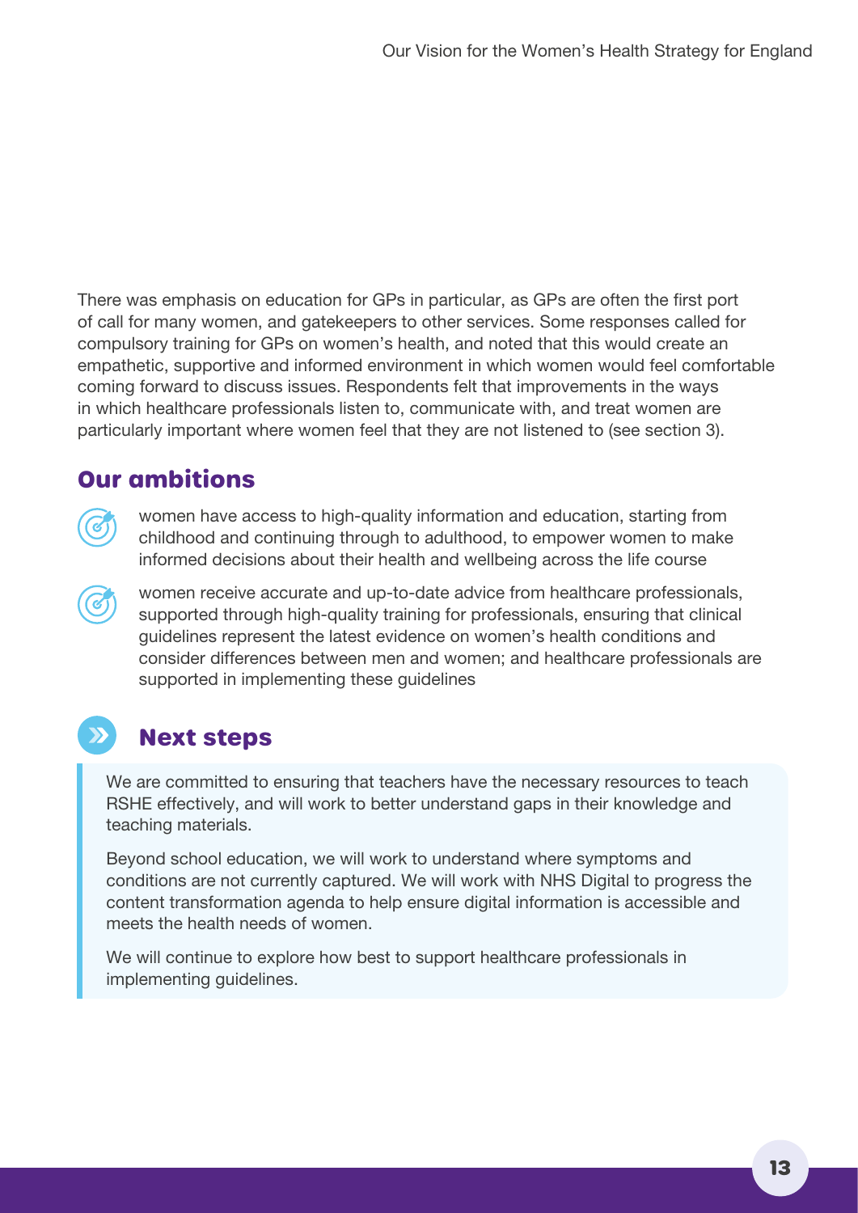There was emphasis on education for GPs in particular, as GPs are often the first port of call for many women, and gatekeepers to other services. Some responses called for compulsory training for GPs on women's health, and noted that this would create an empathetic, supportive and informed environment in which women would feel comfortable coming forward to discuss issues. Respondents felt that improvements in the ways in which healthcare professionals listen to, communicate with, and treat women are particularly important where women feel that they are not listened to (see section 3).

## Our ambitions

- women have access to high-quality information and education, starting from childhood and continuing through to adulthood, to empower women to make informed decisions about their health and wellbeing across the life course
- women receive accurate and up-to-date advice from healthcare professionals, supported through high-quality training for professionals, ensuring that clinical guidelines represent the latest evidence on women's health conditions and consider differences between men and women; and healthcare professionals are supported in implementing these guidelines

## Next steps

We are committed to ensuring that teachers have the necessary resources to teach RSHE effectively, and will work to better understand gaps in their knowledge and teaching materials.

Beyond school education, we will work to understand where symptoms and conditions are not currently captured. We will work with NHS Digital to progress the content transformation agenda to help ensure digital information is accessible and meets the health needs of women.

We will continue to explore how best to support healthcare professionals in implementing guidelines.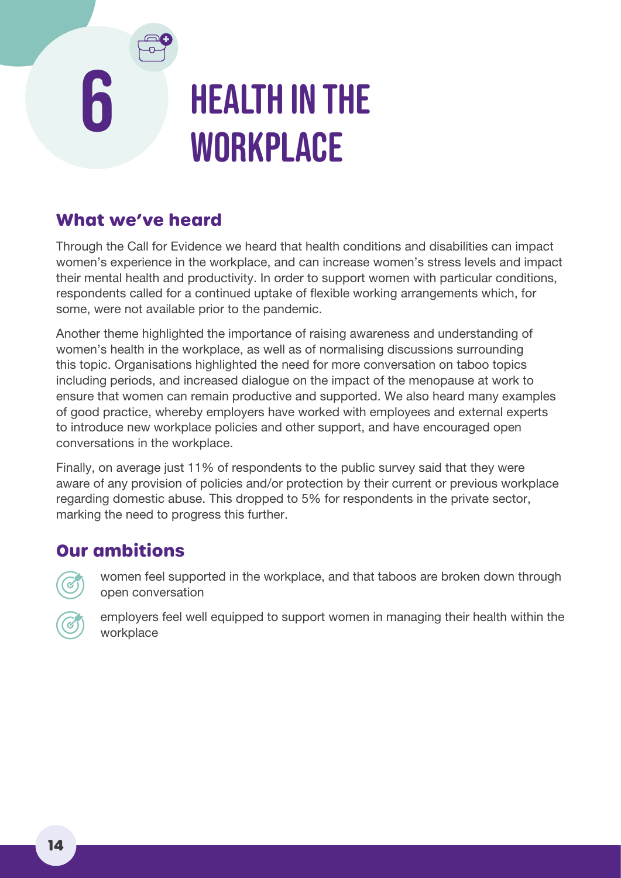# 6 HEALTH IN THE WORKPLACE

## What we've heard

Through the Call for Evidence we heard that health conditions and disabilities can impact women's experience in the workplace, and can increase women's stress levels and impact their mental health and productivity. In order to support women with particular conditions, respondents called for a continued uptake of flexible working arrangements which, for some, were not available prior to the pandemic.

Another theme highlighted the importance of raising awareness and understanding of women's health in the workplace, as well as of normalising discussions surrounding this topic. Organisations highlighted the need for more conversation on taboo topics including periods, and increased dialogue on the impact of the menopause at work to ensure that women can remain productive and supported. We also heard many examples of good practice, whereby employers have worked with employees and external experts to introduce new workplace policies and other support, and have encouraged open conversations in the workplace.

Finally, on average just 11% of respondents to the public survey said that they were aware of any provision of policies and/or protection by their current or previous workplace regarding domestic abuse. This dropped to 5% for respondents in the private sector, marking the need to progress this further.

## Our ambitions

- women feel supported in the workplace, and that taboos are broken down through open conversation
- employers feel well equipped to support women in managing their health within the workplace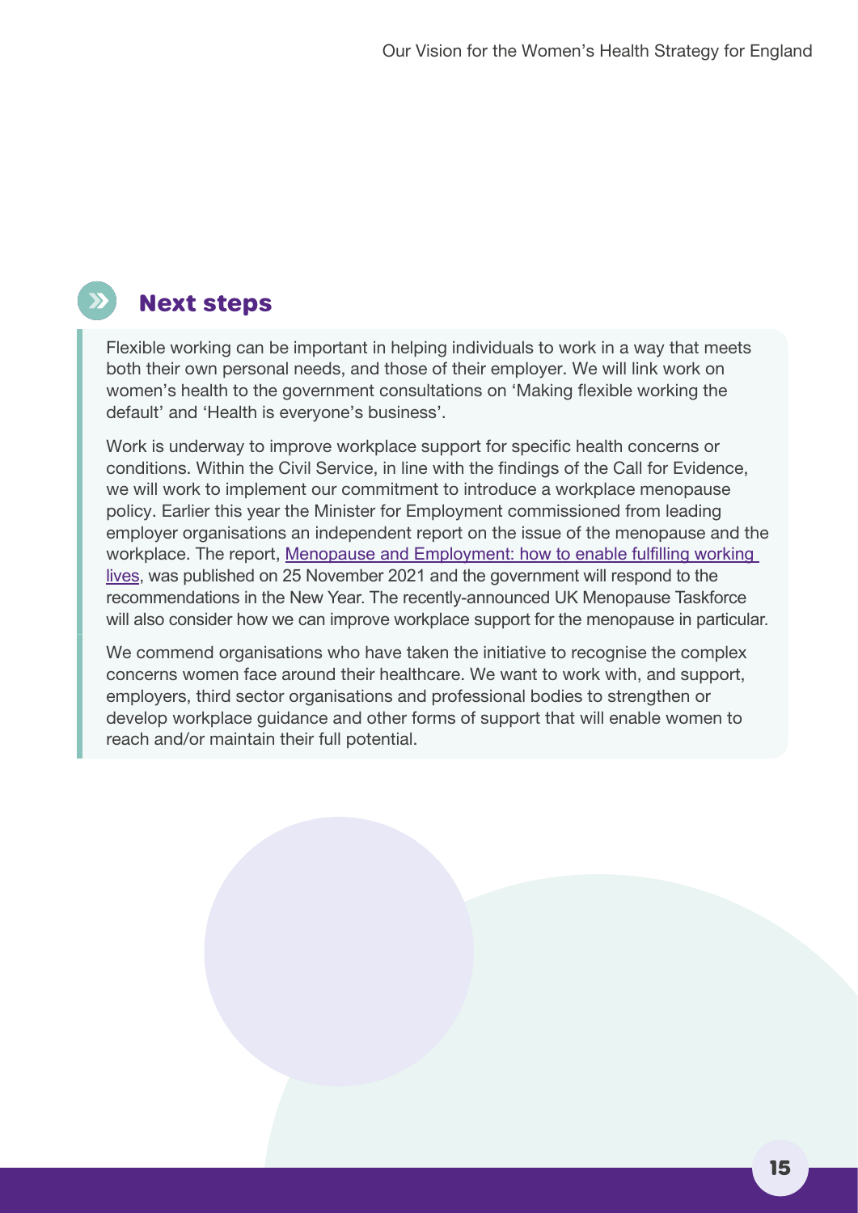## Next steps

Flexible working can be important in helping individuals to work in a way that meets both their own personal needs, and those of their employer. We will link work on women's health to the government consultations on 'Making flexible working the default' and 'Health is everyone's business'.

Work is underway to improve workplace support for specific health concerns or conditions. Within the Civil Service, in line with the findings of the Call for Evidence, we will work to implement our commitment to introduce a workplace menopause policy. Earlier this year the Minister for Employment commissioned from leading employer organisations an independent report on the issue of the menopause and the workplace. The report, Menopause and Employment: how to enable fulfilling working lives, was published on 25 November 2021 and the government will respond to the recommendations in the New Year. The recently-announced UK Menopause Taskforce will also consider how we can improve workplace support for the menopause in particular.

We commend organisations who have taken the initiative to recognise the complex concerns women face around their healthcare. We want to work with, and support, employers, third sector organisations and professional bodies to strengthen or develop workplace guidance and other forms of support that will enable women to reach and/or maintain their full potential.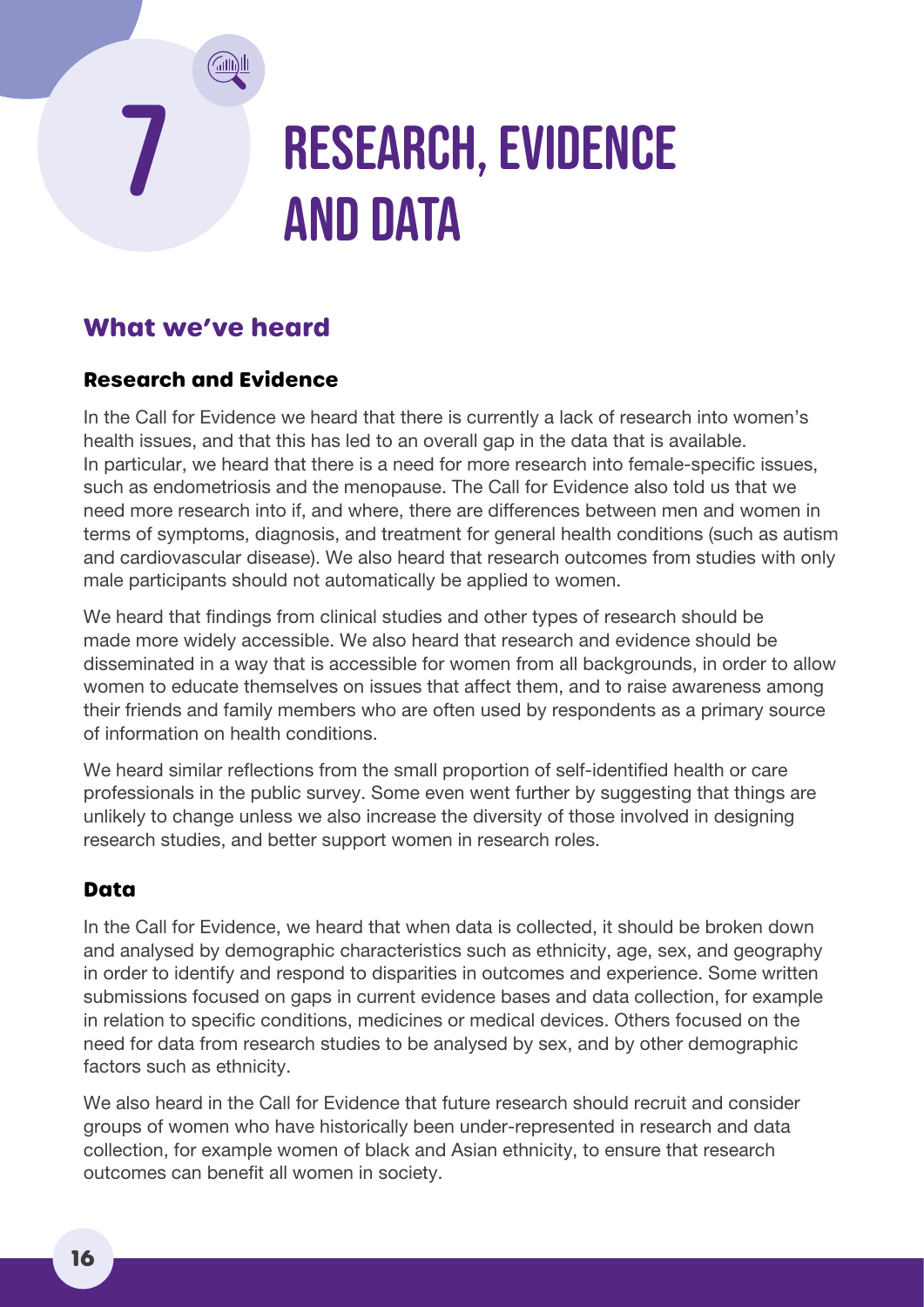# 7 Research, Evidence and Data

## What we've heard

### Research and Evidence

In the Call for Evidence we heard that there is currently a lack of research into women's health issues, and that this has led to an overall gap in the data that is available. In particular, we heard that there is a need for more research into female-specific issues, such as endometriosis and the menopause. The Call for Evidence also told us that we need more research into if, and where, there are differences between men and women in terms of symptoms, diagnosis, and treatment for general health conditions (such as autism and cardiovascular disease). We also heard that research outcomes from studies with only male participants should not automatically be applied to women.

We heard that findings from clinical studies and other types of research should be made more widely accessible. We also heard that research and evidence should be disseminated in a way that is accessible for women from all backgrounds, in order to allow women to educate themselves on issues that affect them, and to raise awareness among their friends and family members who are often used by respondents as a primary source of information on health conditions.

We heard similar reflections from the small proportion of self-identified health or care professionals in the public survey. Some even went further by suggesting that things are unlikely to change unless we also increase the diversity of those involved in designing research studies, and better support women in research roles.

### Data

In the Call for Evidence, we heard that when data is collected, it should be broken down and analysed by demographic characteristics such as ethnicity, age, sex, and geography in order to identify and respond to disparities in outcomes and experience. Some written submissions focused on gaps in current evidence bases and data collection, for example in relation to specific conditions, medicines or medical devices. Others focused on the need for data from research studies to be analysed by sex, and by other demographic factors such as ethnicity.

We also heard in the Call for Evidence that future research should recruit and consider groups of women who have historically been under-represented in research and data collection, for example women of black and Asian ethnicity, to ensure that research outcomes can benefit all women in society.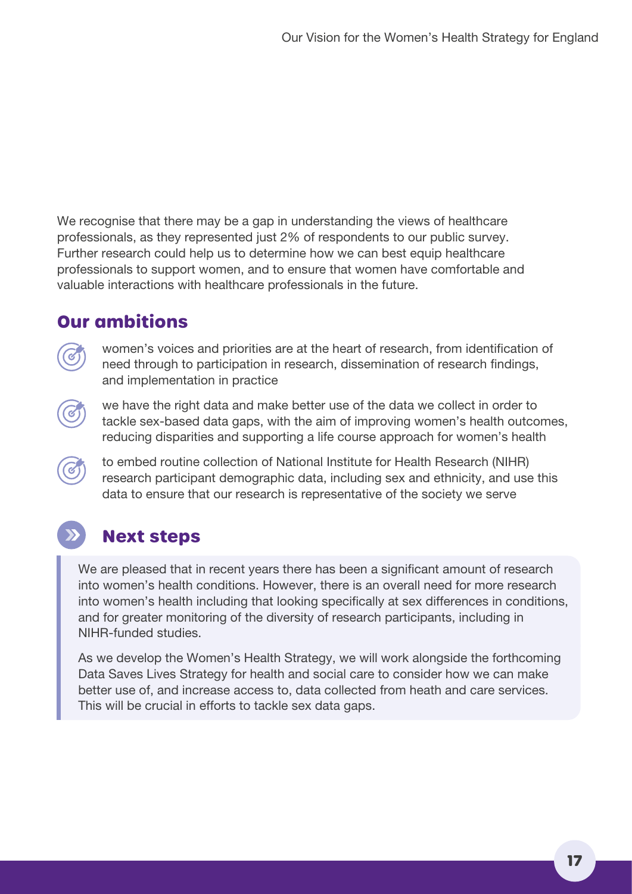We recognise that there may be a gap in understanding the views of healthcare professionals, as they represented just 2% of respondents to our public survey. Further research could help us to determine how we can best equip healthcare professionals to support women, and to ensure that women have comfortable and valuable interactions with healthcare professionals in the future.

## Our ambitions

- women's voices and priorities are at the heart of research, from identification of need through to participation in research, dissemination of research findings, and implementation in practice
- we have the right data and make better use of the data we collect in order to tackle sex-based data gaps, with the aim of improving women's health outcomes, reducing disparities and supporting a life course approach for women's health
- to embed routine collection of National Institute for Health Research (NIHR) research participant demographic data, including sex and ethnicity, and use this data to ensure that our research is representative of the society we serve

## Next steps

We are pleased that in recent years there has been a significant amount of research into women's health conditions. However, there is an overall need for more research into women's health including that looking specifically at sex differences in conditions, and for greater monitoring of the diversity of research participants, including in NIHR-funded studies.

As we develop the Women's Health Strategy, we will work alongside the forthcoming Data Saves Lives Strategy for health and social care to consider how we can make better use of, and increase access to, data collected from heath and care services. This will be crucial in efforts to tackle sex data gaps.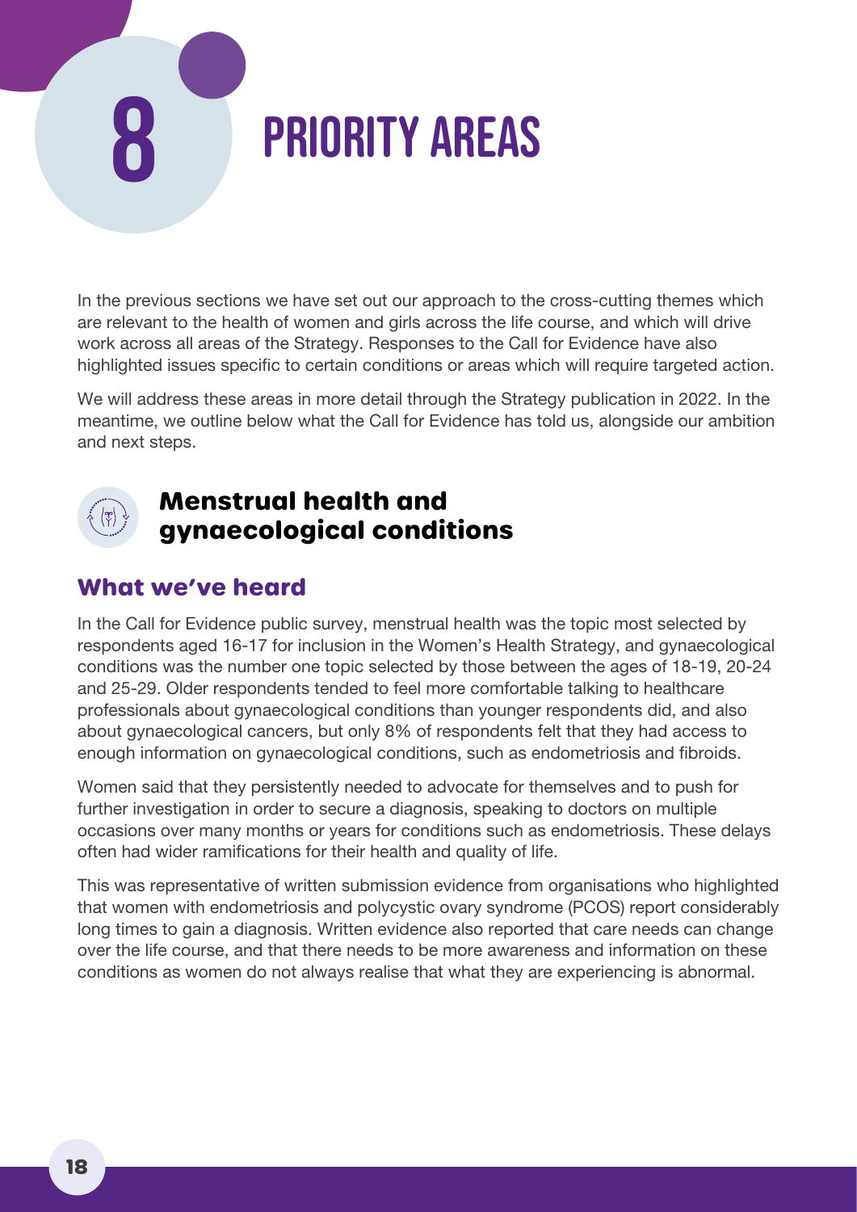# 8 PRIORITY AREAS

In the previous sections we have set out our approach to the cross-cutting themes which are relevant to the health of women and girls across the life course, and which will drive work across all areas of the Strategy. Responses to the Call for Evidence have also highlighted issues specific to certain conditions or areas which will require targeted action.

We will address these areas in more detail through the Strategy publication in 2022. In the meantime, we outline below what the Call for Evidence has told us, alongside our ambition and next steps.

## Menstrual health and gynaecological conditions

### What we've heard

In the Call for Evidence public survey, menstrual health was the topic most selected by respondents aged 16-17 for inclusion in the Women's Health Strategy, and gynaecological conditions was the number one topic selected by those between the ages of 18-19, 20-24 and 25-29. Older respondents tended to feel more comfortable talking to healthcare professionals about gynaecological conditions than younger respondents did, and also about gynaecological cancers, but only 8% of respondents felt that they had access to enough information on gynaecological conditions, such as endometriosis and fibroids.

Women said that they persistently needed to advocate for themselves and to push for further investigation in order to secure a diagnosis, speaking to doctors on multiple occasions over many months or years for conditions such as endometriosis. These delays often had wider ramifications for their health and quality of life.

This was representative of written submission evidence from organisations who highlighted that women with endometriosis and polycystic ovary syndrome (PCOS) report considerably long times to gain a diagnosis. Written evidence also reported that care needs can change over the life course, and that there needs to be more awareness and information on these conditions as women do not always realise that what they are experiencing is abnormal.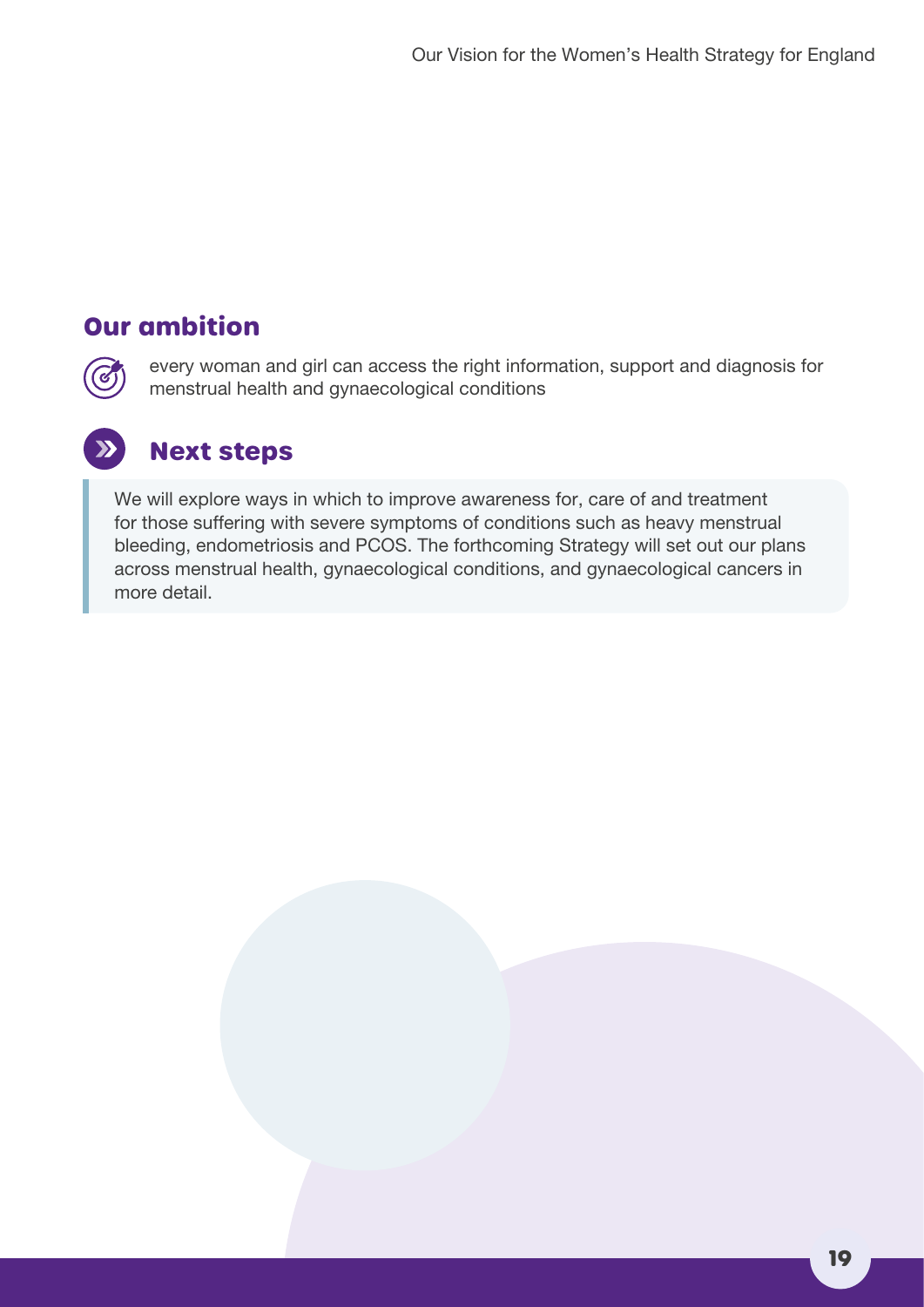## Our ambition

every woman and girl can access the right information, support and diagnosis for menstrual health and gynaecological conditions

## Next steps

We will explore ways in which to improve awareness for, care of and treatment for those suffering with severe symptoms of conditions such as heavy menstrual bleeding, endometriosis and PCOS. The forthcoming Strategy will set out our plans across menstrual health, gynaecological conditions, and gynaecological cancers in more detail.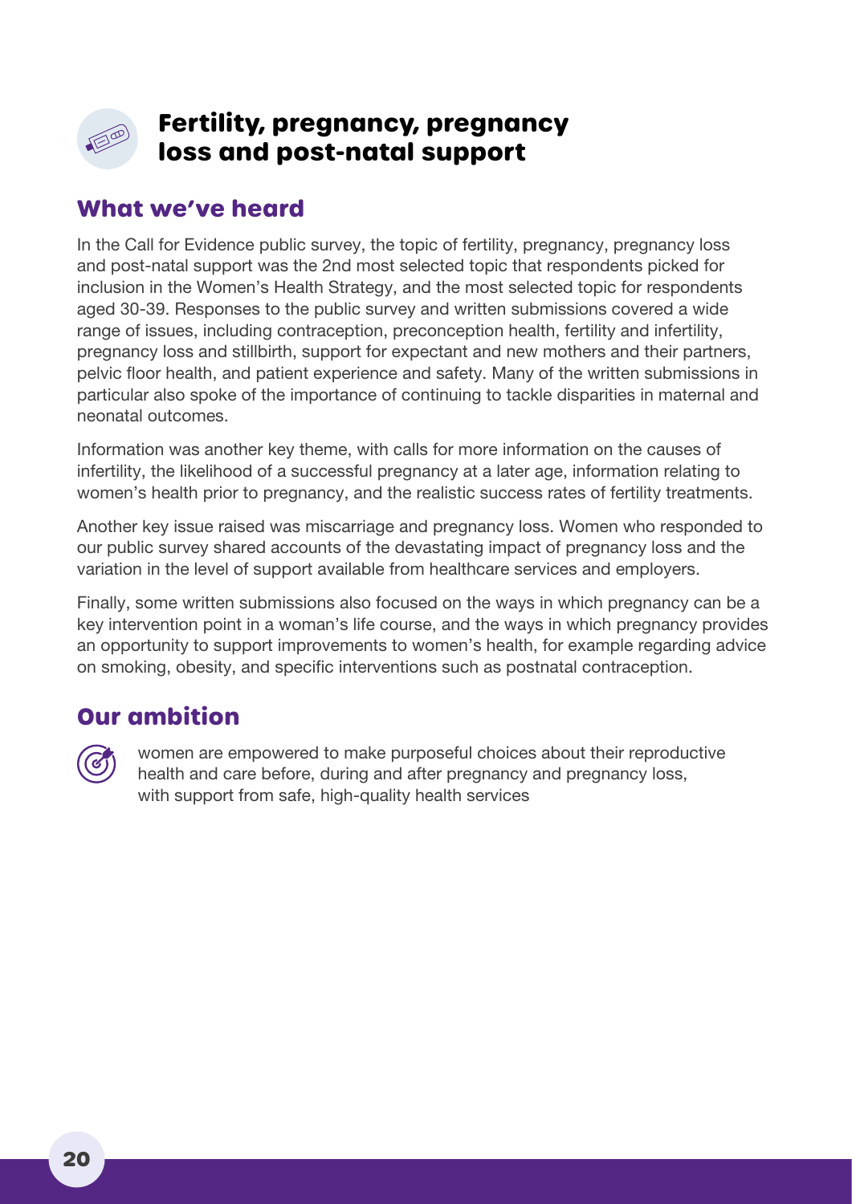# Fertility, pregnancy, pregnancy loss and post-natal support

## What we've heard

In the Call for Evidence public survey, the topic of fertility, pregnancy, pregnancy loss and post-natal support was the 2nd most selected topic that respondents picked for inclusion in the Women's Health Strategy, and the most selected topic for respondents aged 30-39. Responses to the public survey and written submissions covered a wide range of issues, including contraception, preconception health, fertility and infertility, pregnancy loss and stillbirth, support for expectant and new mothers and their partners, pelvic floor health, and patient experience and safety. Many of the written submissions in particular also spoke of the importance of continuing to tackle disparities in maternal and neonatal outcomes.

Information was another key theme, with calls for more information on the causes of infertility, the likelihood of a successful pregnancy at a later age, information relating to women's health prior to pregnancy, and the realistic success rates of fertility treatments.

Another key issue raised was miscarriage and pregnancy loss. Women who responded to our public survey shared accounts of the devastating impact of pregnancy loss and the variation in the level of support available from healthcare services and employers.

Finally, some written submissions also focused on the ways in which pregnancy can be a key intervention point in a woman's life course, and the ways in which pregnancy provides an opportunity to support improvements to women's health, for example regarding advice on smoking, obesity, and specific interventions such as postnatal contraception.

## Our ambition

women are empowered to make purposeful choices about their reproductive health and care before, during and after pregnancy and pregnancy loss, with support from safe, high-quality health services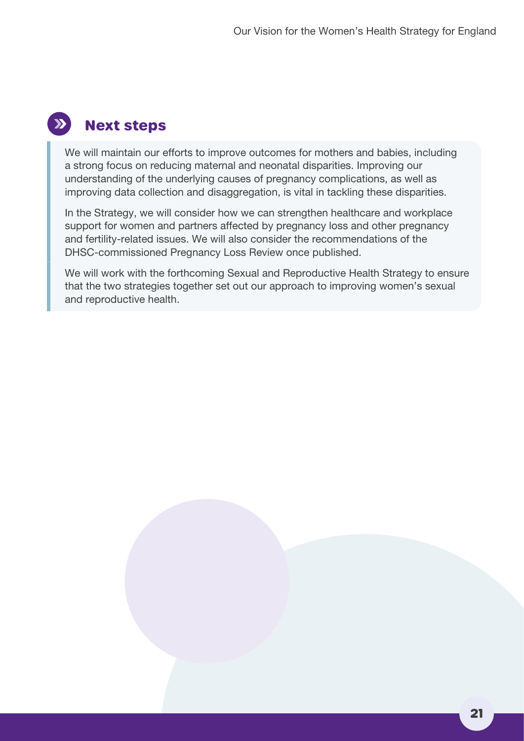## Next steps

We will maintain our efforts to improve outcomes for mothers and babies, including a strong focus on reducing maternal and neonatal disparities. Improving our understanding of the underlying causes of pregnancy complications, as well as improving data collection and disaggregation, is vital in tackling these disparities.

In the Strategy, we will consider how we can strengthen healthcare and workplace support for women and partners affected by pregnancy loss and other pregnancy and fertility-related issues. We will also consider the recommendations of the DHSC-commissioned Pregnancy Loss Review once published.

We will work with the forthcoming Sexual and Reproductive Health Strategy to ensure that the two strategies together set out our approach to improving women's sexual and reproductive health.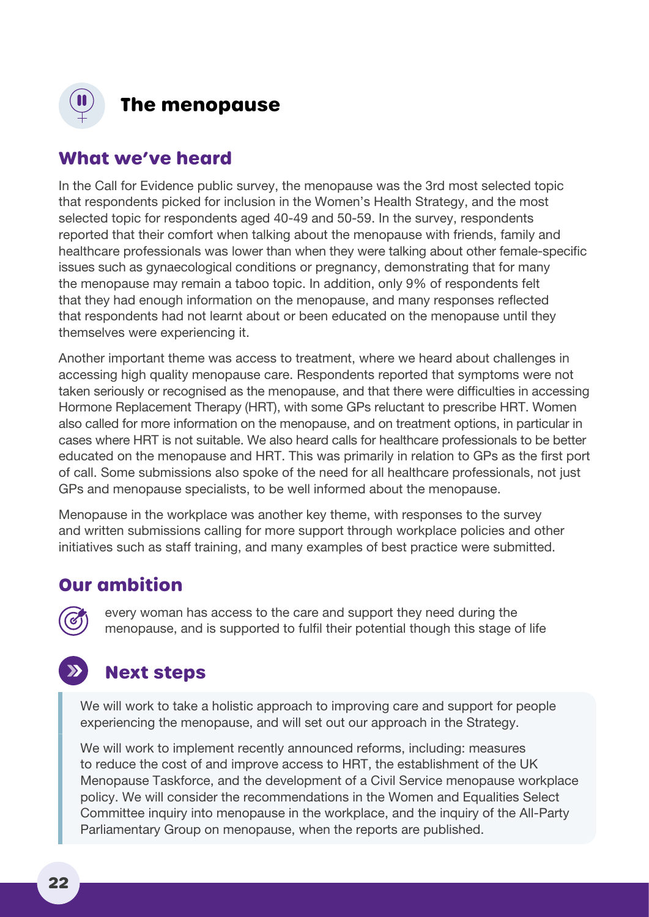# The menopause

## What we've heard

In the Call for Evidence public survey, the menopause was the 3rd most selected topic that respondents picked for inclusion in the Women's Health Strategy, and the most selected topic for respondents aged 40-49 and 50-59. In the survey, respondents reported that their comfort when talking about the menopause with friends, family and healthcare professionals was lower than when they were talking about other female-specific issues such as gynaecological conditions or pregnancy, demonstrating that for many the menopause may remain a taboo topic. In addition, only 9% of respondents felt that they had enough information on the menopause, and many responses reflected that respondents had not learnt about or been educated on the menopause until they themselves were experiencing it.

Another important theme was access to treatment, where we heard about challenges in accessing high quality menopause care. Respondents reported that symptoms were not taken seriously or recognised as the menopause, and that there were difficulties in accessing Hormone Replacement Therapy (HRT), with some GPs reluctant to prescribe HRT. Women also called for more information on the menopause, and on treatment options, in particular in cases where HRT is not suitable. We also heard calls for healthcare professionals to be better educated on the menopause and HRT. This was primarily in relation to GPs as the first port of call. Some submissions also spoke of the need for all healthcare professionals, not just GPs and menopause specialists, to be well informed about the menopause.

Menopause in the workplace was another key theme, with responses to the survey and written submissions calling for more support through workplace policies and other initiatives such as staff training, and many examples of best practice were submitted.

## Our ambition

every woman has access to the care and support they need during the menopause, and is supported to fulfil their potential though this stage of life

## Next steps

We will work to take a holistic approach to improving care and support for people experiencing the menopause, and will set out our approach in the Strategy.

We will work to implement recently announced reforms, including: measures to reduce the cost of and improve access to HRT, the establishment of the UK Menopause Taskforce, and the development of a Civil Service menopause workplace policy. We will consider the recommendations in the Women and Equalities Select Committee inquiry into menopause in the workplace, and the inquiry of the All-Party Parliamentary Group on menopause, when the reports are published.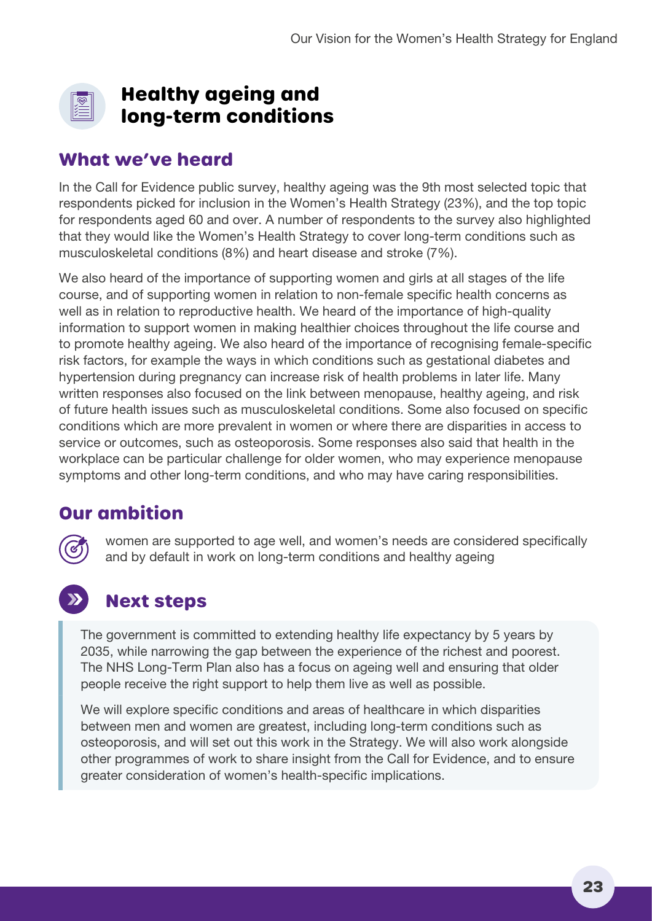## Healthy ageing and long-term conditions

### What we've heard

In the Call for Evidence public survey, healthy ageing was the 9th most selected topic that respondents picked for inclusion in the Women's Health Strategy (23%), and the top topic for respondents aged 60 and over. A number of respondents to the survey also highlighted that they would like the Women's Health Strategy to cover long-term conditions such as musculoskeletal conditions (8%) and heart disease and stroke (7%).

We also heard of the importance of supporting women and girls at all stages of the life course, and of supporting women in relation to non-female specific health concerns as well as in relation to reproductive health. We heard of the importance of high-quality information to support women in making healthier choices throughout the life course and to promote healthy ageing. We also heard of the importance of recognising female-specific risk factors, for example the ways in which conditions such as gestational diabetes and hypertension during pregnancy can increase risk of health problems in later life. Many written responses also focused on the link between menopause, healthy ageing, and risk of future health issues such as musculoskeletal conditions. Some also focused on specific conditions which are more prevalent in women or where there are disparities in access to service or outcomes, such as osteoporosis. Some responses also said that health in the workplace can be particular challenge for older women, who may experience menopause symptoms and other long-term conditions, and who may have caring responsibilities.

### Our ambition

women are supported to age well, and women's needs are considered specifically and by default in work on long-term conditions and healthy ageing

### Next steps

The government is committed to extending healthy life expectancy by 5 years by 2035, while narrowing the gap between the experience of the richest and poorest. The NHS Long-Term Plan also has a focus on ageing well and ensuring that older people receive the right support to help them live as well as possible.

We will explore specific conditions and areas of healthcare in which disparities between men and women are greatest, including long-term conditions such as osteoporosis, and will set out this work in the Strategy. We will also work alongside other programmes of work to share insight from the Call for Evidence, and to ensure greater consideration of women's health-specific implications.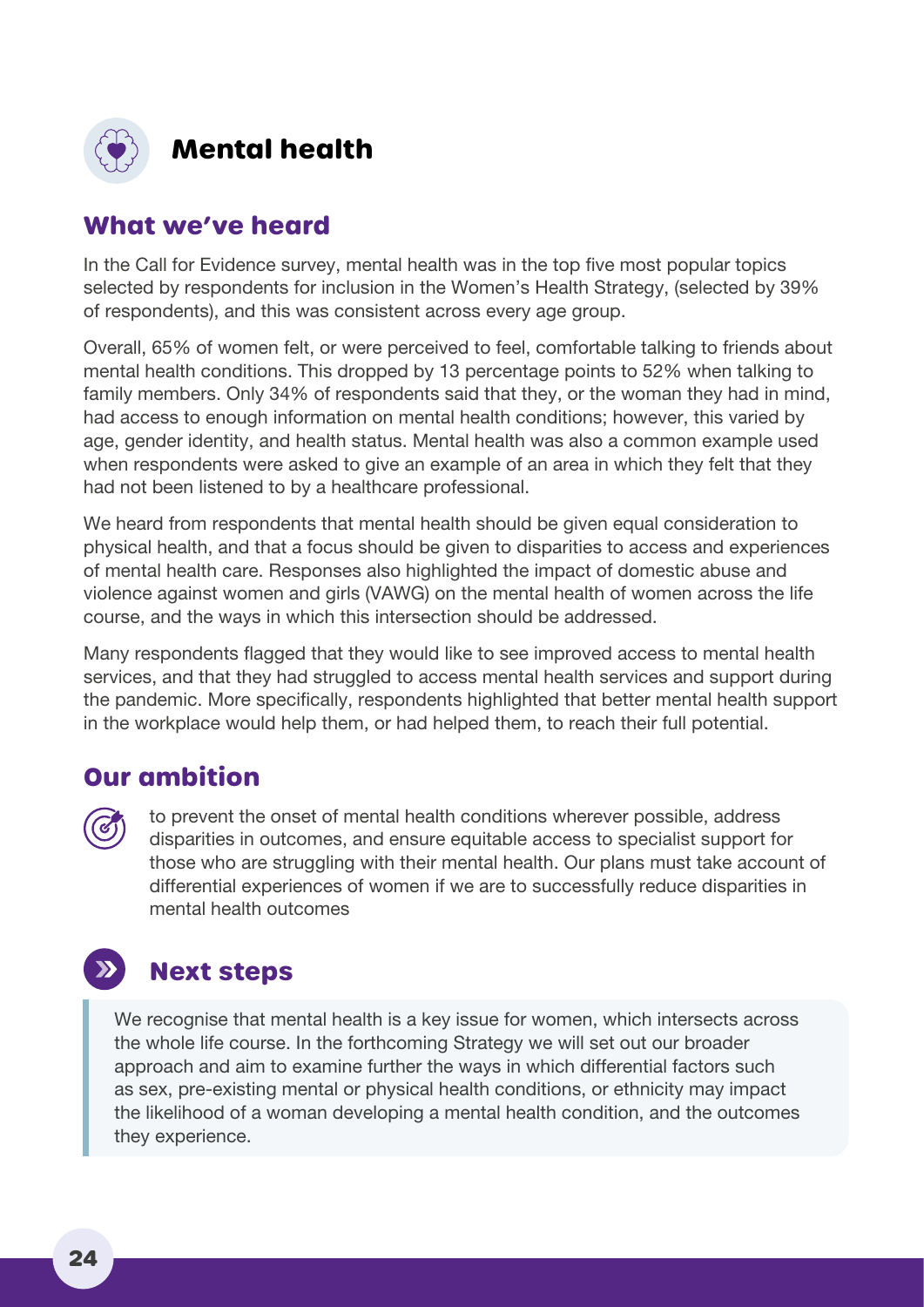# Mental health

## What we've heard

In the Call for Evidence survey, mental health was in the top five most popular topics selected by respondents for inclusion in the Women's Health Strategy, (selected by 39% of respondents), and this was consistent across every age group.

Overall, 65% of women felt, or were perceived to feel, comfortable talking to friends about mental health conditions. This dropped by 13 percentage points to 52% when talking to family members. Only 34% of respondents said that they, or the woman they had in mind, had access to enough information on mental health conditions; however, this varied by age, gender identity, and health status. Mental health was also a common example used when respondents were asked to give an example of an area in which they felt that they had not been listened to by a healthcare professional.

We heard from respondents that mental health should be given equal consideration to physical health, and that a focus should be given to disparities to access and experiences of mental health care. Responses also highlighted the impact of domestic abuse and violence against women and girls (VAWG) on the mental health of women across the life course, and the ways in which this intersection should be addressed.

Many respondents flagged that they would like to see improved access to mental health services, and that they had struggled to access mental health services and support during the pandemic. More specifically, respondents highlighted that better mental health support in the workplace would help them, or had helped them, to reach their full potential.

## Our ambition

to prevent the onset of mental health conditions wherever possible, address disparities in outcomes, and ensure equitable access to specialist support for those who are struggling with their mental health. Our plans must take account of differential experiences of women if we are to successfully reduce disparities in mental health outcomes

## Next steps

We recognise that mental health is a key issue for women, which intersects across the whole life course. In the forthcoming Strategy we will set out our broader approach and aim to examine further the ways in which differential factors such as sex, pre-existing mental or physical health conditions, or ethnicity may impact the likelihood of a woman developing a mental health condition, and the outcomes they experience.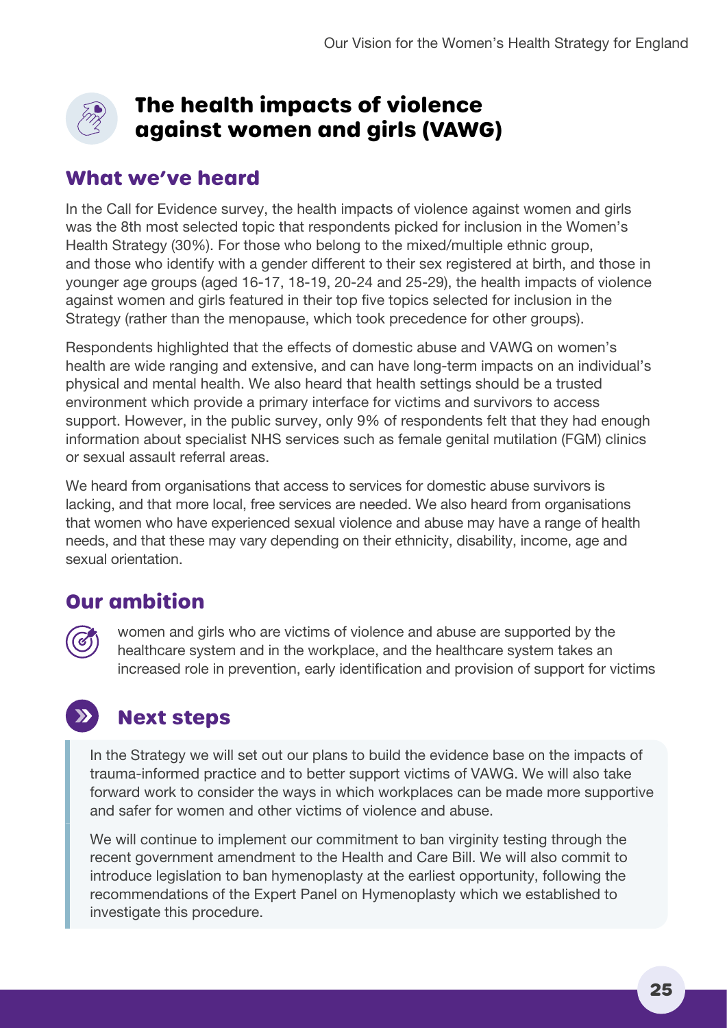# The health impacts of violence against women and girls (VAWG)

## What we've heard

In the Call for Evidence survey, the health impacts of violence against women and girls was the 8th most selected topic that respondents picked for inclusion in the Women's Health Strategy (30%). For those who belong to the mixed/multiple ethnic group, and those who identify with a gender different to their sex registered at birth, and those in younger age groups (aged 16-17, 18-19, 20-24 and 25-29), the health impacts of violence against women and girls featured in their top five topics selected for inclusion in the Strategy (rather than the menopause, which took precedence for other groups).

Respondents highlighted that the effects of domestic abuse and VAWG on women's health are wide ranging and extensive, and can have long-term impacts on an individual's physical and mental health. We also heard that health settings should be a trusted environment which provide a primary interface for victims and survivors to access support. However, in the public survey, only 9% of respondents felt that they had enough information about specialist NHS services such as female genital mutilation (FGM) clinics or sexual assault referral areas.

We heard from organisations that access to services for domestic abuse survivors is lacking, and that more local, free services are needed. We also heard from organisations that women who have experienced sexual violence and abuse may have a range of health needs, and that these may vary depending on their ethnicity, disability, income, age and sexual orientation.

## Our ambition

women and girls who are victims of violence and abuse are supported by the healthcare system and in the workplace, and the healthcare system takes an increased role in prevention, early identification and provision of support for victims

## Next steps

In the Strategy we will set out our plans to build the evidence base on the impacts of trauma-informed practice and to better support victims of VAWG. We will also take forward work to consider the ways in which workplaces can be made more supportive and safer for women and other victims of violence and abuse.

We will continue to implement our commitment to ban virginity testing through the recent government amendment to the Health and Care Bill. We will also commit to introduce legislation to ban hymenoplasty at the earliest opportunity, following the recommendations of the Expert Panel on Hymenoplasty which we established to investigate this procedure.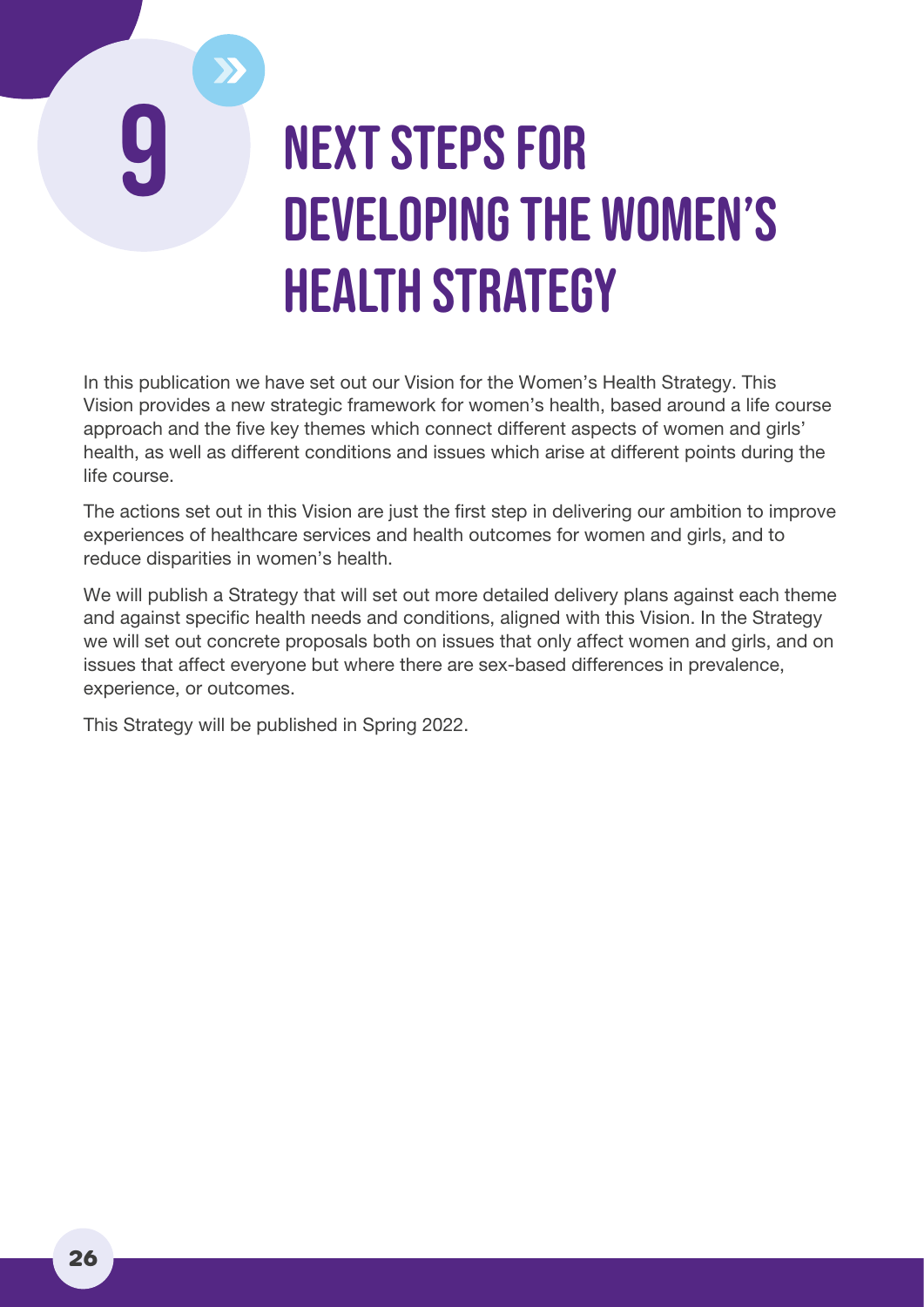# 9 Next Steps for Developing the Women's Health Strategy

In this publication we have set out our Vision for the Women's Health Strategy. This Vision provides a new strategic framework for women's health, based around a life course approach and the five key themes which connect different aspects of women and girls' health, as well as different conditions and issues which arise at different points during the life course.

The actions set out in this Vision are just the first step in delivering our ambition to improve experiences of healthcare services and health outcomes for women and girls, and to reduce disparities in women's health.

We will publish a Strategy that will set out more detailed delivery plans against each theme and against specific health needs and conditions, aligned with this Vision. In the Strategy we will set out concrete proposals both on issues that only affect women and girls, and on issues that affect everyone but where there are sex-based differences in prevalence, experience, or outcomes.

This Strategy will be published in Spring 2022.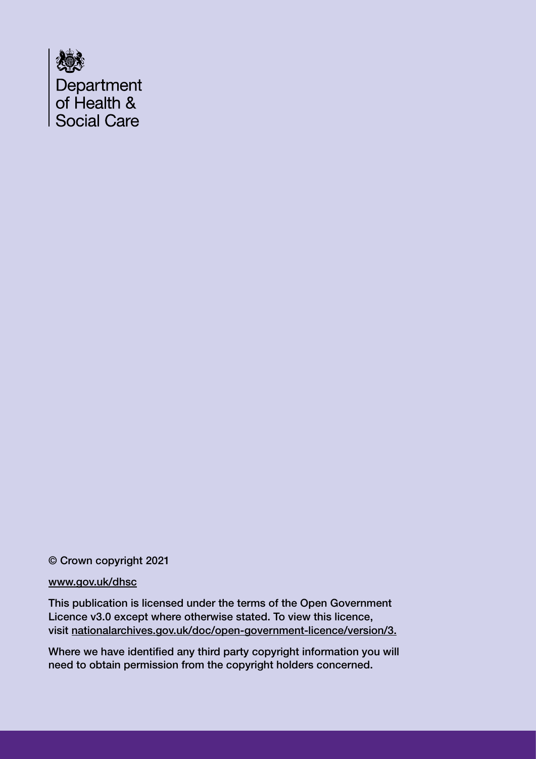Department of Health & Social Care

© Crown copyright 2021

www.gov.uk/dhsc

This publication is licensed under the terms of the Open Government Licence v3.0 except where otherwise stated. To view this licence, visit nationalarchives.gov.uk/doc/open-government-licence/version/3.

Where we have identified any third party copyright information you will need to obtain permission from the copyright holders concerned.